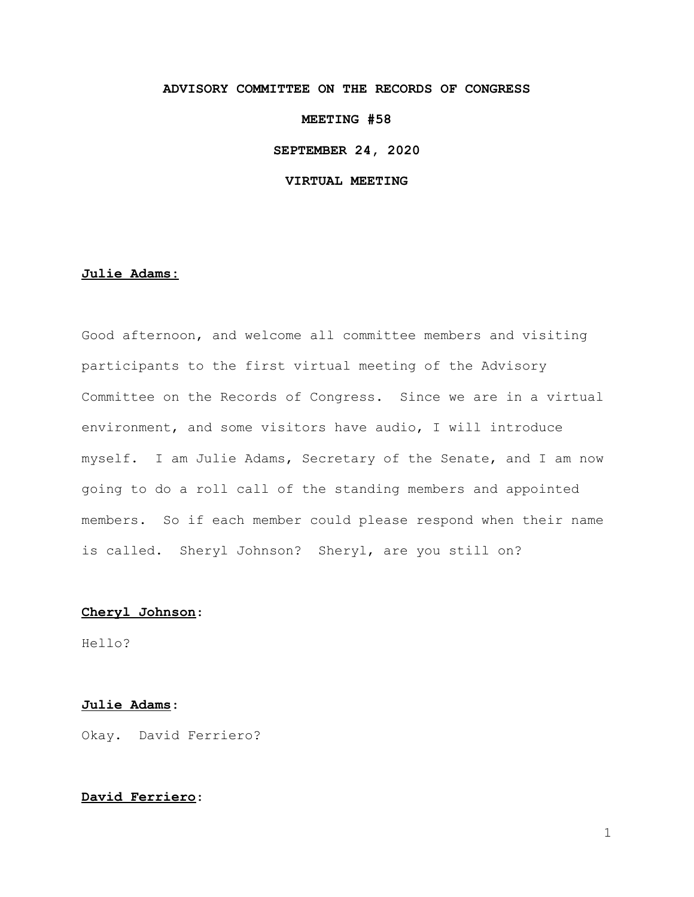**ADVISORY COMMITTEE ON THE RECORDS OF CONGRESS**

**MEETING #58**

**SEPTEMBER 24, 2020**

**VIRTUAL MEETING**

**Julie Adams:**

Good afternoon, and welcome all committee members and visiting participants to the first virtual meeting of the Advisory Committee on the Records of Congress. Since we are in a virtual environment, and some visitors have audio, I will introduce myself. I am Julie Adams, Secretary of the Senate, and I am now going to do a roll call of the standing members and appointed members. So if each member could please respond when their name is called. Sheryl Johnson? Sheryl, are you still on?

**Cheryl Johnson**:

Hello?

**Julie Adams**:

Okay. David Ferriero?

**David Ferriero**: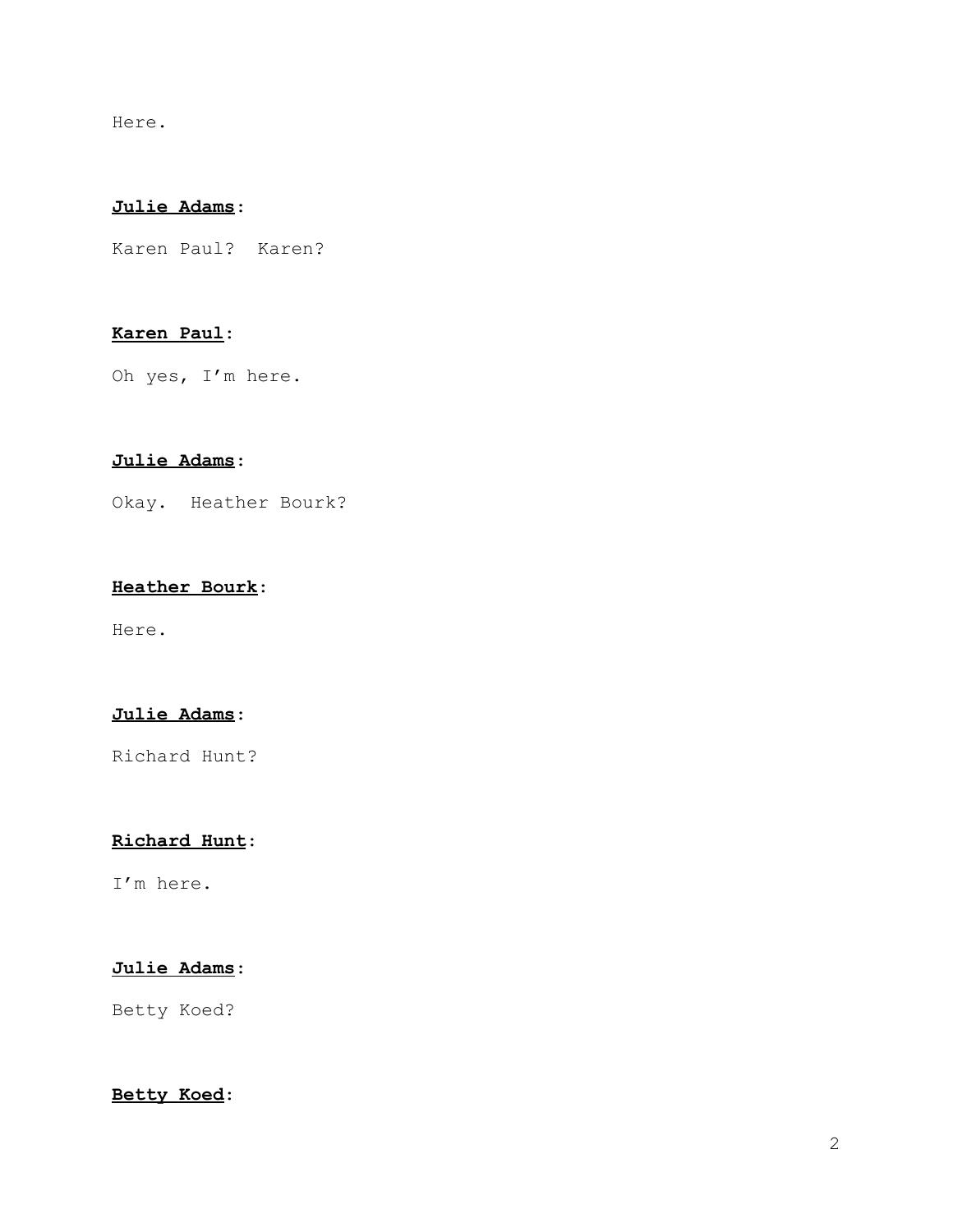Here.

**Julie Adams**:

Karen Paul? Karen?

**Karen Paul**:

Oh yes, I'm here.

**Julie Adams**:

Okay. Heather Bourk?

**Heather Bourk**:

Here.

**Julie Adams**:

Richard Hunt?

**Richard Hunt**:

I'm here.

**Julie Adams**:

Betty Koed?

**Betty Koed**: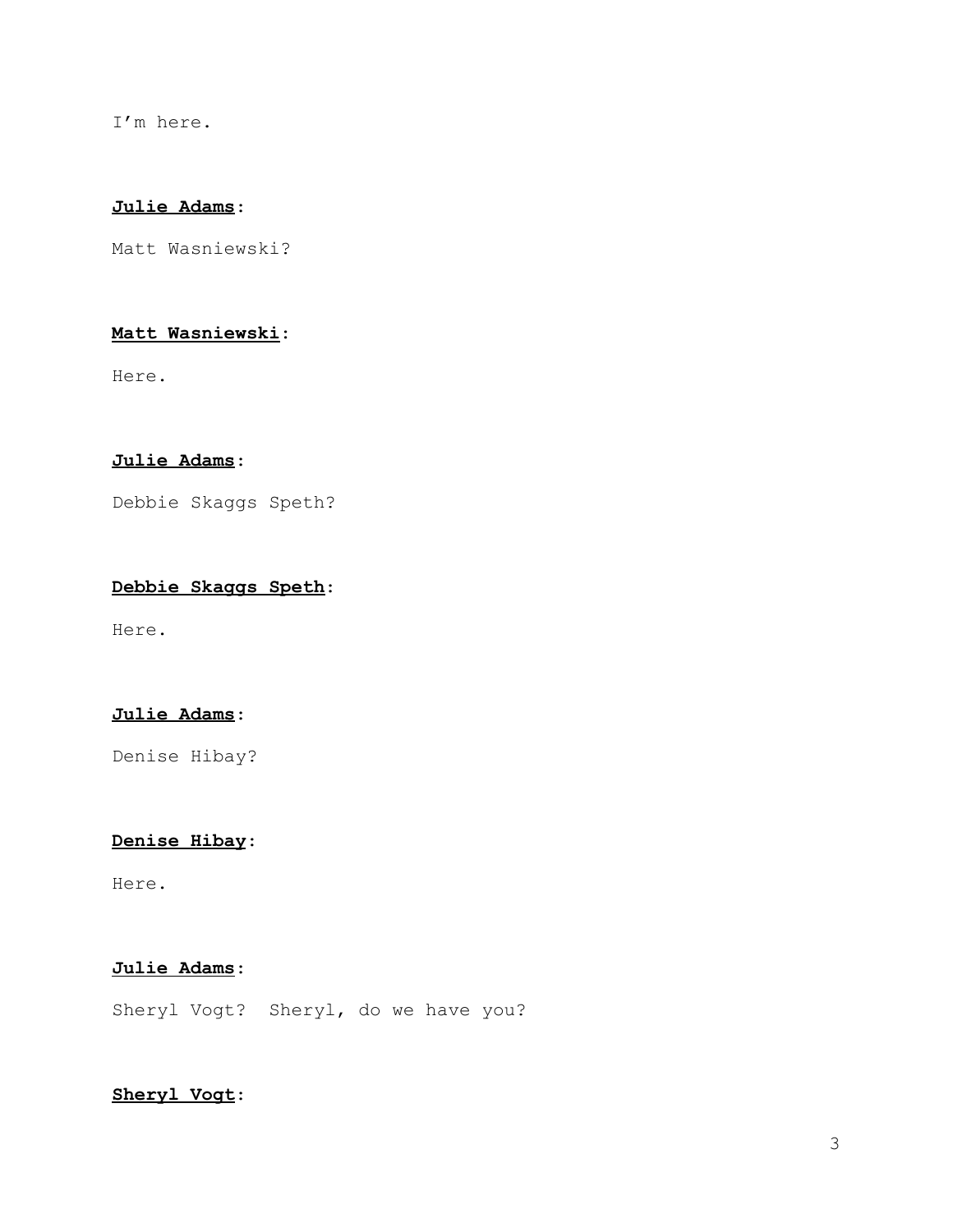I'm here.

**Julie Adams**:

Matt Wasniewski?

**Matt Wasniewski**:

Here.

**Julie Adams**:

Debbie Skaggs Speth?

**Debbie Skaggs Speth**:

Here.

**Julie Adams**:

Denise Hibay?

**Denise Hibay**:

Here.

**Julie Adams**:

Sheryl Vogt? Sheryl, do we have you?

**Sheryl Vogt**: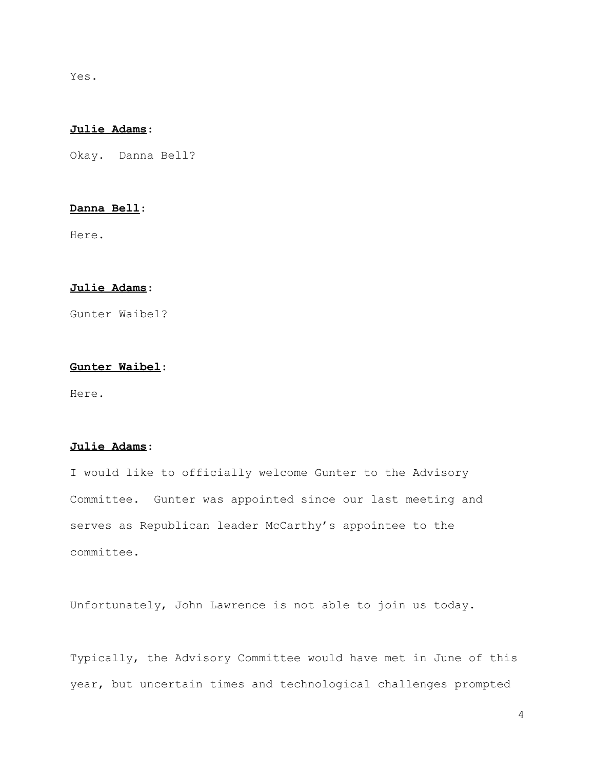Yes.

**Julie Adams**:

Okay. Danna Bell?

**Danna Bell**:

Here.

**Julie Adams**:

Gunter Waibel?

**Gunter Waibel**:

Here.

**Julie Adams**:

I would like to officially welcome Gunter to the Advisory Committee. Gunter was appointed since our last meeting and serves as Republican leader McCarthy's appointee to the committee.

Unfortunately, John Lawrence is not able to join us today.

Typically, the Advisory Committee would have met in June of this year, but uncertain times and technological challenges prompted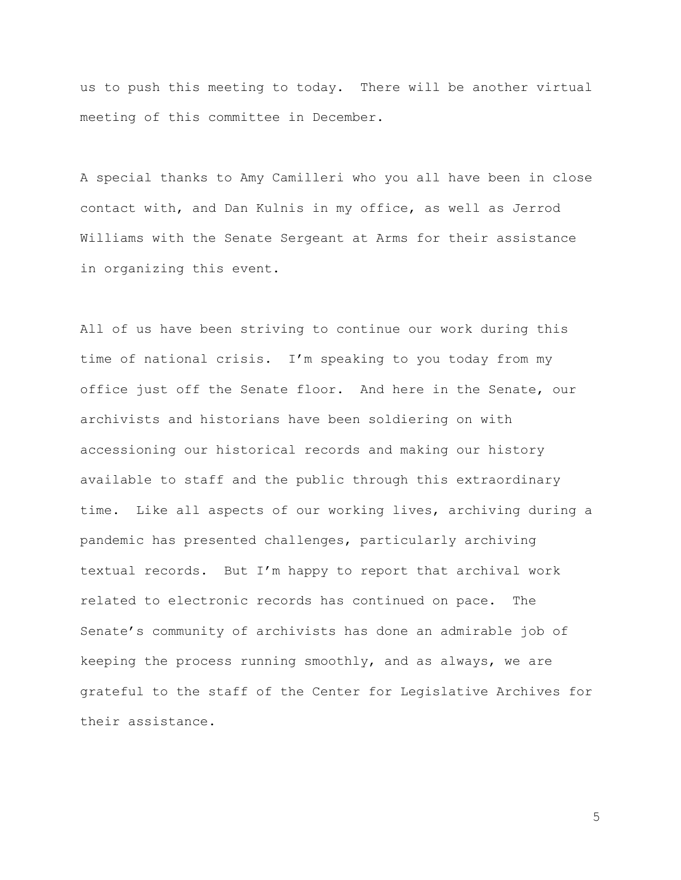us to push this meeting to today. There will be another virtual meeting of this committee in December.

A special thanks to Amy Camilleri who you all have been in close contact with, and Dan Kulnis in my office, as well as Jerrod Williams with the Senate Sergeant at Arms for their assistance in organizing this event.

All of us have been striving to continue our work during this time of national crisis. I'm speaking to you today from my office just off the Senate floor. And here in the Senate, our archivists and historians have been soldiering on with accessioning our historical records and making our history available to staff and the public through this extraordinary time. Like all aspects of our working lives, archiving during a pandemic has presented challenges, particularly archiving textual records. But I'm happy to report that archival work related to electronic records has continued on pace. The Senate's community of archivists has done an admirable job of keeping the process running smoothly, and as always, we are grateful to the staff of the Center for Legislative Archives for their assistance.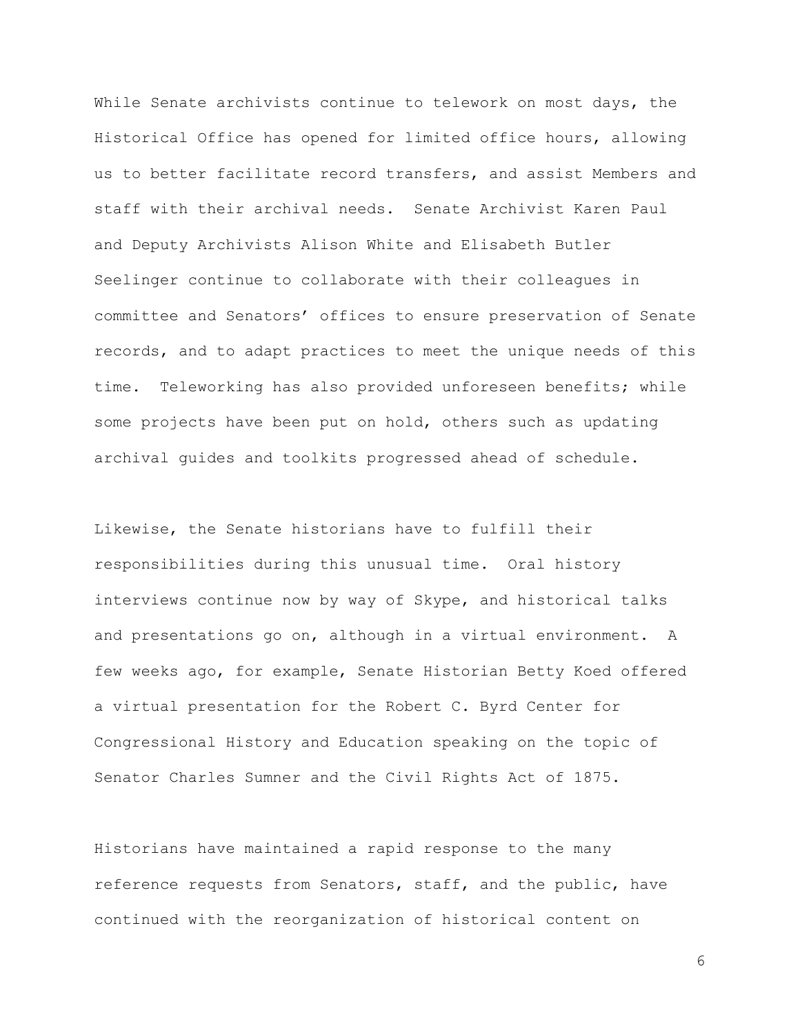While Senate archivists continue to telework on most days, the Historical Office has opened for limited office hours, allowing us to better facilitate record transfers, and assist Members and staff with their archival needs. Senate Archivist Karen Paul and Deputy Archivists Alison White and Elisabeth Butler Seelinger continue to collaborate with their colleagues in committee and Senators' offices to ensure preservation of Senate records, and to adapt practices to meet the unique needs of this time. Teleworking has also provided unforeseen benefits; while some projects have been put on hold, others such as updating archival guides and toolkits progressed ahead of schedule.

Likewise, the Senate historians have to fulfill their responsibilities during this unusual time. Oral history interviews continue now by way of Skype, and historical talks and presentations go on, although in a virtual environment. A few weeks ago, for example, Senate Historian Betty Koed offered a virtual presentation for the Robert C. Byrd Center for Congressional History and Education speaking on the topic of Senator Charles Sumner and the Civil Rights Act of 1875.

Historians have maintained a rapid response to the many reference requests from Senators, staff, and the public, have continued with the reorganization of historical content on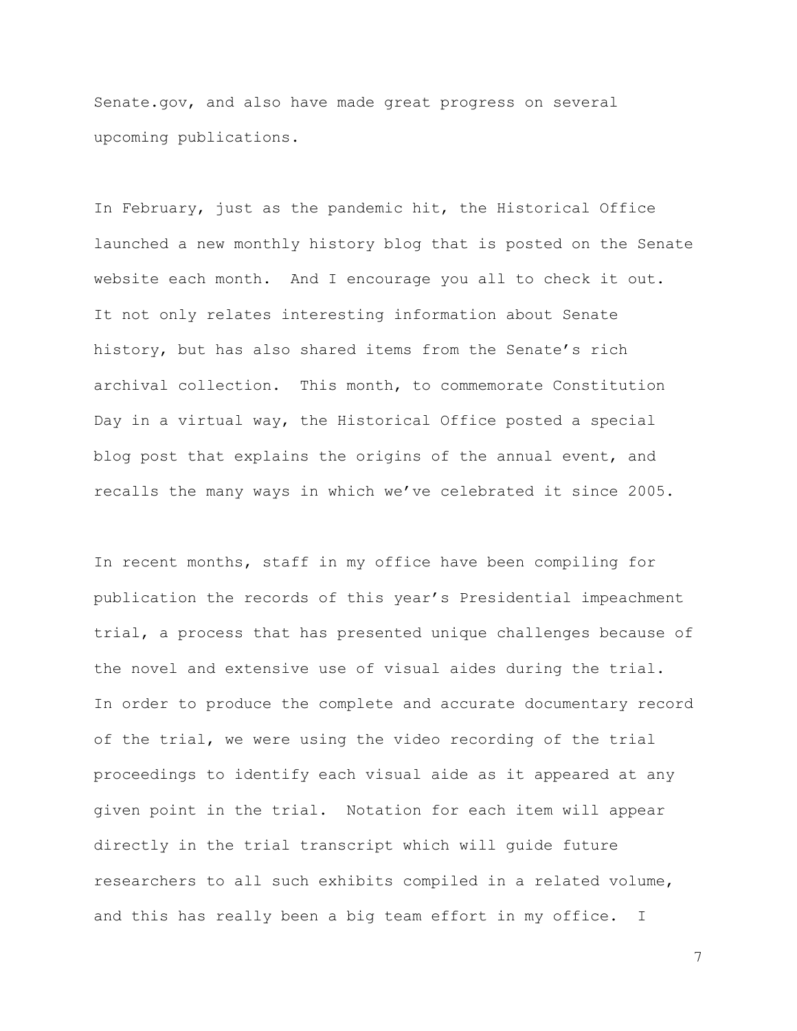Senate.gov, and also have made great progress on several upcoming publications.

In February, just as the pandemic hit, the Historical Office launched a new monthly history blog that is posted on the Senate website each month. And I encourage you all to check it out. It not only relates interesting information about Senate history, but has also shared items from the Senate's rich archival collection. This month, to commemorate Constitution Day in a virtual way, the Historical Office posted a special blog post that explains the origins of the annual event, and recalls the many ways in which we've celebrated it since 2005.

In recent months, staff in my office have been compiling for publication the records of this year's Presidential impeachment trial, a process that has presented unique challenges because of the novel and extensive use of visual aides during the trial. In order to produce the complete and accurate documentary record of the trial, we were using the video recording of the trial proceedings to identify each visual aide as it appeared at any given point in the trial. Notation for each item will appear directly in the trial transcript which will guide future researchers to all such exhibits compiled in a related volume, and this has really been a big team effort in my office. I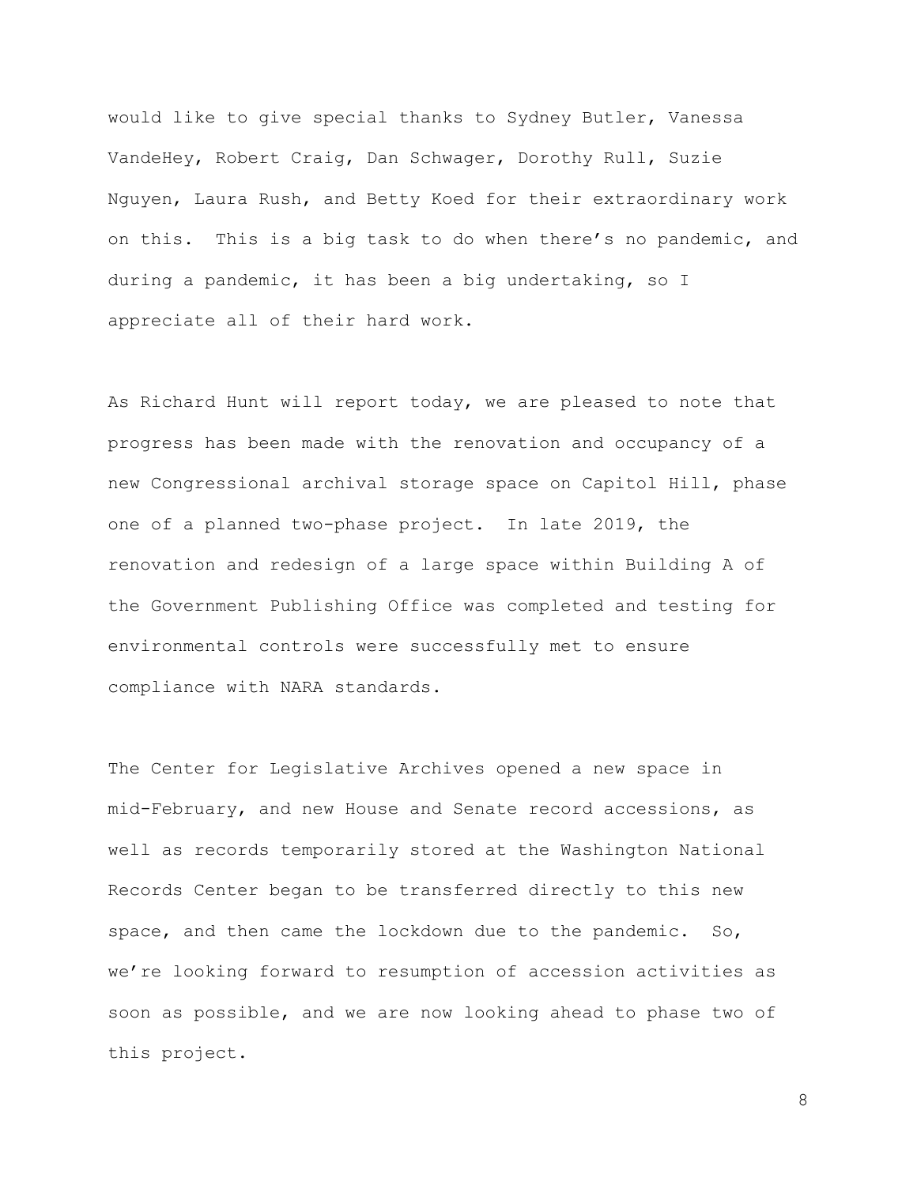would like to give special thanks to Sydney Butler, Vanessa VandeHey, Robert Craig, Dan Schwager, Dorothy Rull, Suzie Nguyen, Laura Rush, and Betty Koed for their extraordinary work on this. This is a big task to do when there's no pandemic, and during a pandemic, it has been a big undertaking, so I appreciate all of their hard work.

As Richard Hunt will report today, we are pleased to note that progress has been made with the renovation and occupancy of a new Congressional archival storage space on Capitol Hill, phase one of a planned two-phase project. In late 2019, the renovation and redesign of a large space within Building A of the Government Publishing Office was completed and testing for environmental controls were successfully met to ensure compliance with NARA standards.

The Center for Legislative Archives opened a new space in mid-February, and new House and Senate record accessions, as well as records temporarily stored at the Washington National Records Center began to be transferred directly to this new space, and then came the lockdown due to the pandemic. So, we're looking forward to resumption of accession activities as soon as possible, and we are now looking ahead to phase two of this project.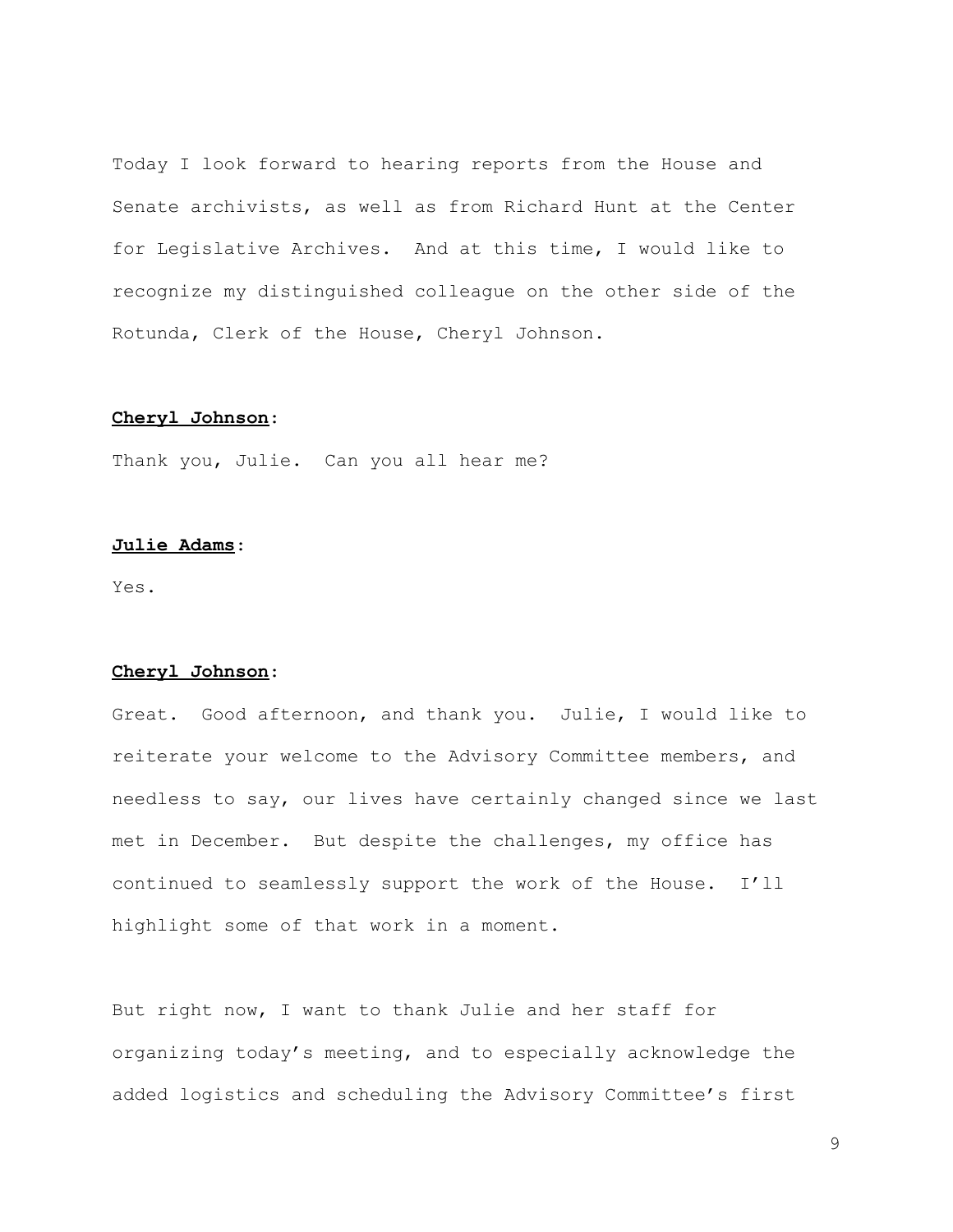Today I look forward to hearing reports from the House and Senate archivists, as well as from Richard Hunt at the Center for Legislative Archives. And at this time, I would like to recognize my distinguished colleague on the other side of the Rotunda, Clerk of the House, Cheryl Johnson.

**<u>Cheryl Johnson</u>:**

Thank you, Julie. Can you all hear me?

**<u>Julie Adams</u>:**

Yes.

**<u>Cheryl Johnson</u>:**

Great. Good afternoon, and thank you. Julie, I would like to reiterate your welcome to the Advisory Committee members, and needless to say, our lives have certainly changed since we last met in December. But despite the challenges, my office has continued to seamlessly support the work of the House. I'll highlight some of that work in a moment.

But right now, I want to thank Julie and her staff for organizing today's meeting, and to especially acknowledge the added logistics and scheduling the Advisory Committee's first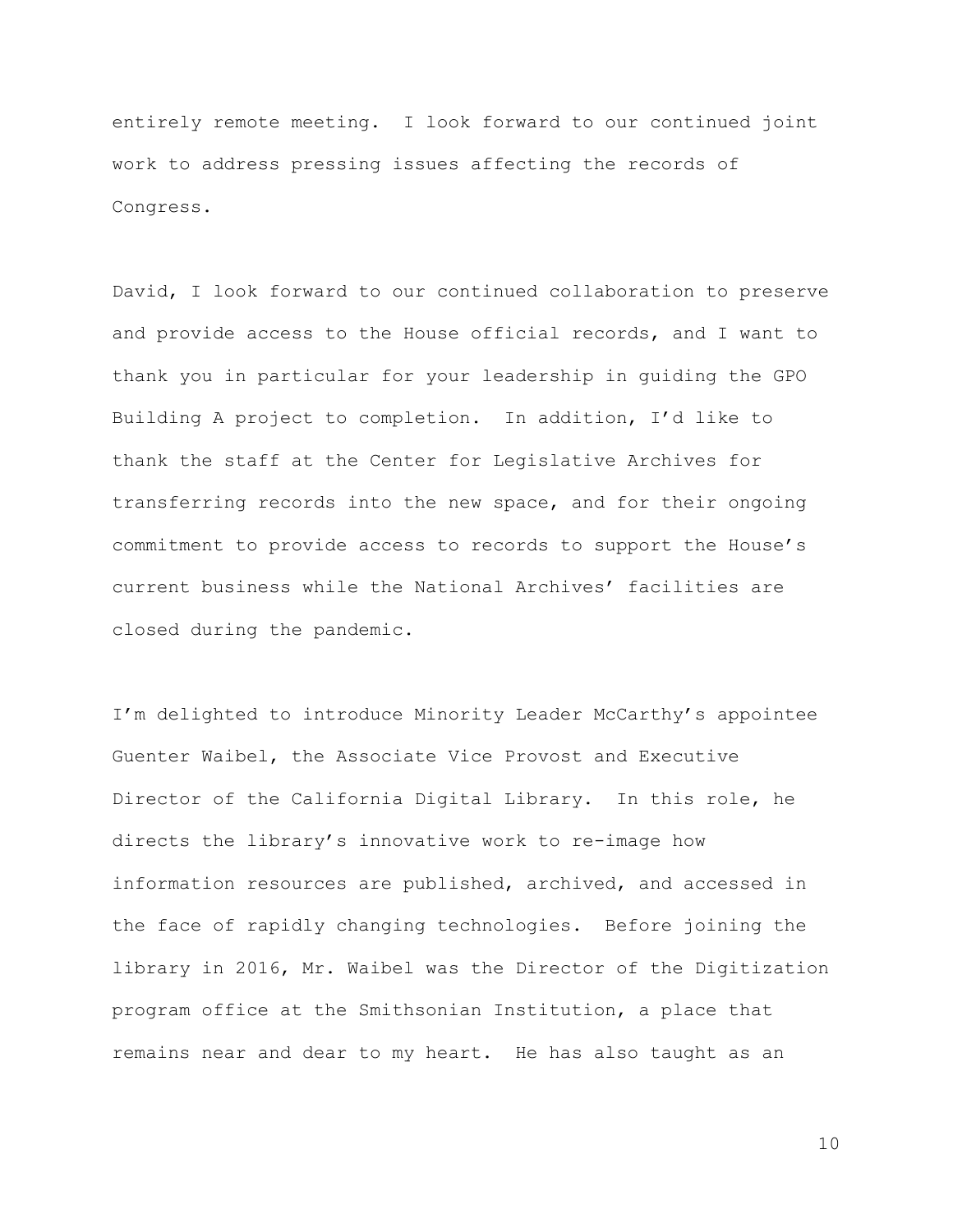entirely remote meeting. I look forward to our continued joint work to address pressing issues affecting the records of Congress.

David, I look forward to our continued collaboration to preserve and provide access to the House official records, and I want to thank you in particular for your leadership in guiding the GPO Building A project to completion. In addition, I'd like to thank the staff at the Center for Legislative Archives for transferring records into the new space, and for their ongoing commitment to provide access to records to support the House's current business while the National Archives' facilities are closed during the pandemic.

I'm delighted to introduce Minority Leader McCarthy's appointee Guenter Waibel, the Associate Vice Provost and Executive Director of the California Digital Library. In this role, he directs the library's innovative work to re-image how information resources are published, archived, and accessed in the face of rapidly changing technologies. Before joining the library in 2016, Mr. Waibel was the Director of the Digitization program office at the Smithsonian Institution, a place that remains near and dear to my heart. He has also taught as an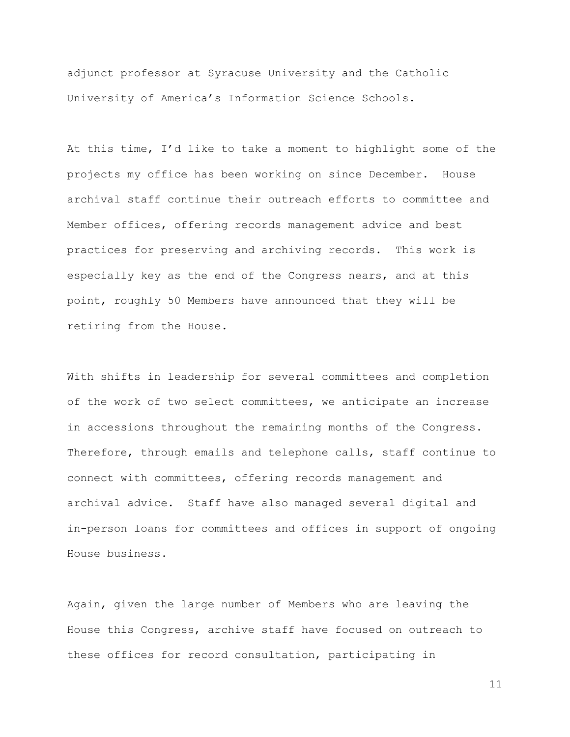adjunct professor at Syracuse University and the Catholic University of America's Information Science Schools.

At this time, I'd like to take a moment to highlight some of the projects my office has been working on since December. House archival staff continue their outreach efforts to committee and Member offices, offering records management advice and best practices for preserving and archiving records. This work is especially key as the end of the Congress nears, and at this point, roughly 50 Members have announced that they will be retiring from the House.

With shifts in leadership for several committees and completion of the work of two select committees, we anticipate an increase in accessions throughout the remaining months of the Congress. Therefore, through emails and telephone calls, staff continue to connect with committees, offering records management and archival advice. Staff have also managed several digital and in-person loans for committees and offices in support of ongoing House business.

Again, given the large number of Members who are leaving the House this Congress, archive staff have focused on outreach to these offices for record consultation, participating in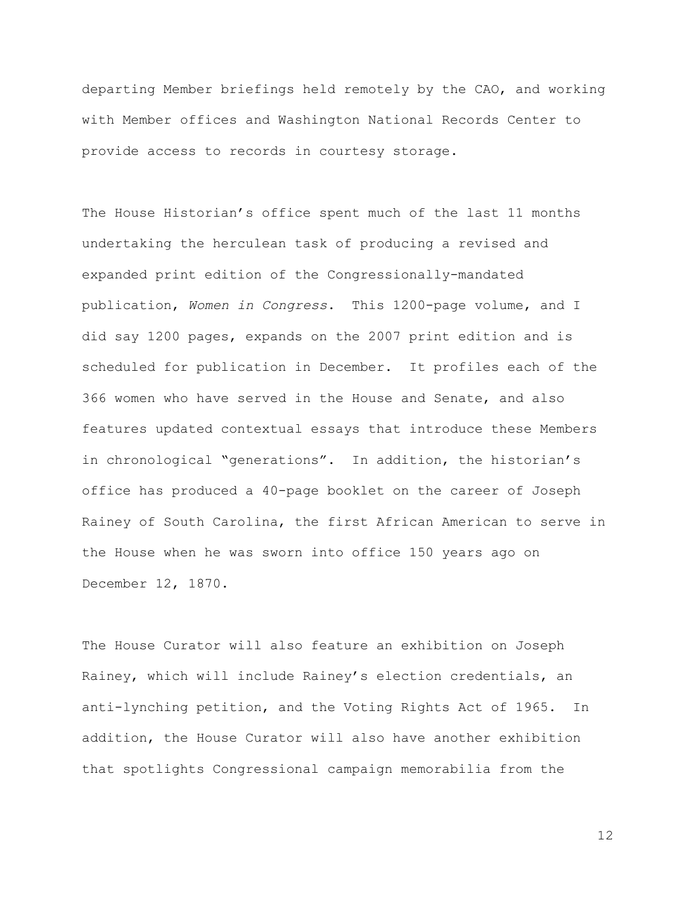departing Member briefings held remotely by the CAO, and working with Member offices and Washington National Records Center to provide access to records in courtesy storage.

The House Historian's office spent much of the last 11 months undertaking the herculean task of producing a revised and expanded print edition of the Congressionally-mandated publication, *Women in Congress*. This 1200-page volume, and I did say 1200 pages, expands on the 2007 print edition and is scheduled for publication in December. It profiles each of the 366 women who have served in the House and Senate, and also features updated contextual essays that introduce these Members in chronological "generations". In addition, the historian's office has produced a 40-page booklet on the career of Joseph Rainey of South Carolina, the first African American to serve in the House when he was sworn into office 150 years ago on December 12, 1870.

The House Curator will also feature an exhibition on Joseph Rainey, which will include Rainey's election credentials, an anti-lynching petition, and the Voting Rights Act of 1965. In addition, the House Curator will also have another exhibition that spotlights Congressional campaign memorabilia from the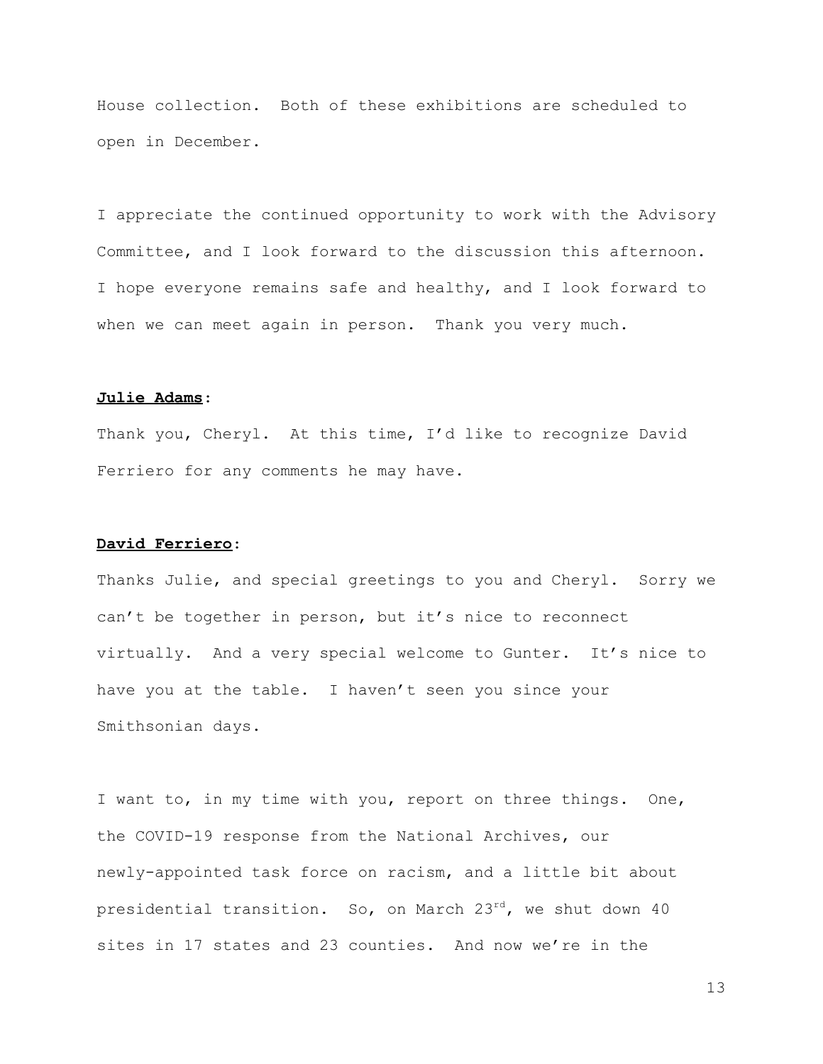House collection. Both of these exhibitions are scheduled to open in December.

I appreciate the continued opportunity to work with the Advisory Committee, and I look forward to the discussion this afternoon. I hope everyone remains safe and healthy, and I look forward to when we can meet again in person. Thank you very much.

**Julie Adams**:

Thank you, Cheryl. At this time, I'd like to recognize David Ferriero for any comments he may have.

**David Ferriero**:

Thanks Julie, and special greetings to you and Cheryl. Sorry we can't be together in person, but it's nice to reconnect virtually. And a very special welcome to Gunter. It's nice to have you at the table. I haven't seen you since your Smithsonian days.

I want to, in my time with you, report on three things. One, the COVID-19 response from the National Archives, our newly-appointed task force on racism, and a little bit about presidential transition. So, on March 23rd, we shut down 40 sites in 17 states and 23 counties. And now we're in the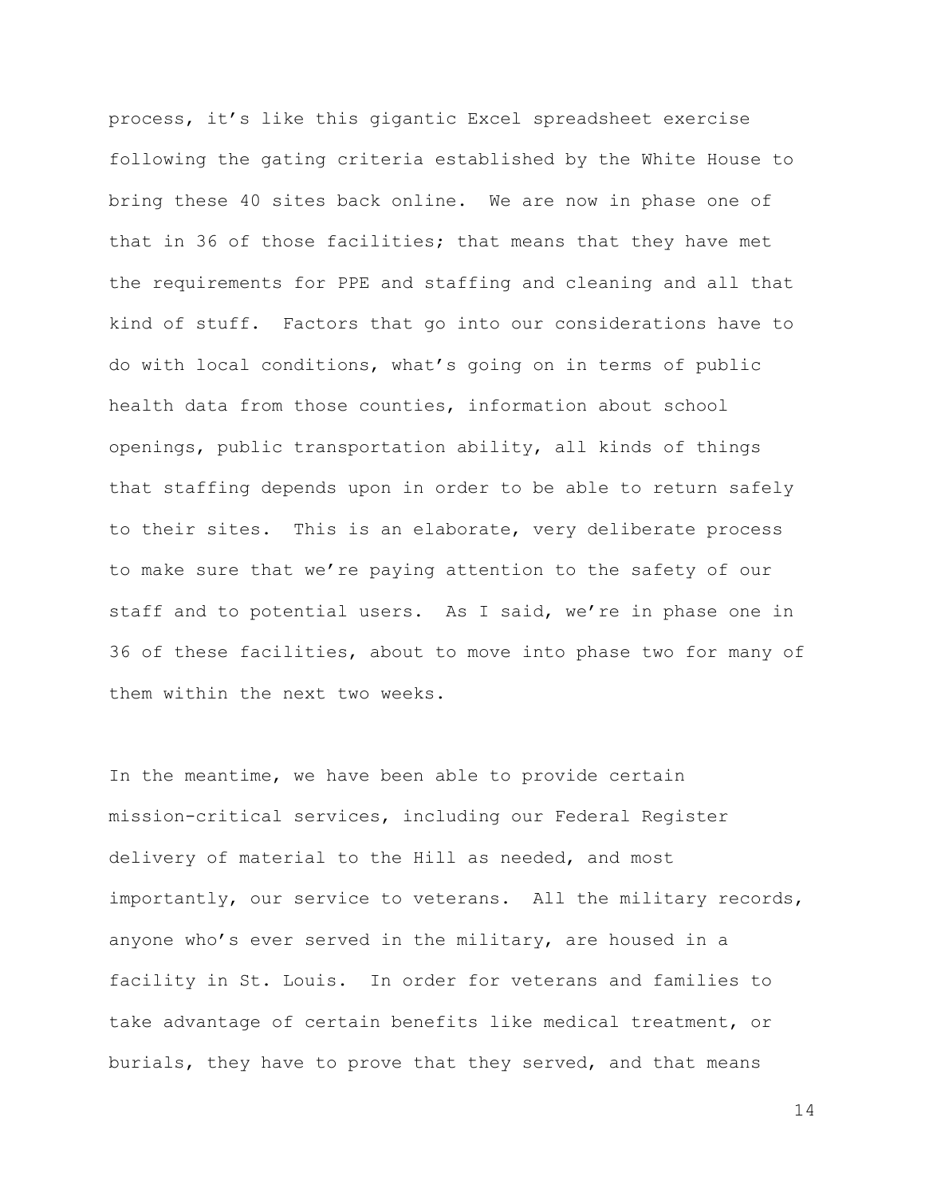process, it’s like this gigantic Excel spreadsheet exercise following the gating criteria established by the White House to bring these 40 sites back online. We are now in phase one of that in 36 of those facilities; that means that they have met the requirements for PPE and staffing and cleaning and all that kind of stuff. Factors that go into our considerations have to do with local conditions, what’s going on in terms of public health data from those counties, information about school openings, public transportation ability, all kinds of things that staffing depends upon in order to be able to return safely to their sites. This is an elaborate, very deliberate process to make sure that we’re paying attention to the safety of our staff and to potential users. As I said, we’re in phase one in 36 of these facilities, about to move into phase two for many of them within the next two weeks.

In the meantime, we have been able to provide certain mission-critical services, including our Federal Register delivery of material to the Hill as needed, and most importantly, our service to veterans. All the military records, anyone who’s ever served in the military, are housed in a facility in St. Louis. In order for veterans and families to take advantage of certain benefits like medical treatment, or burials, they have to prove that they served, and that means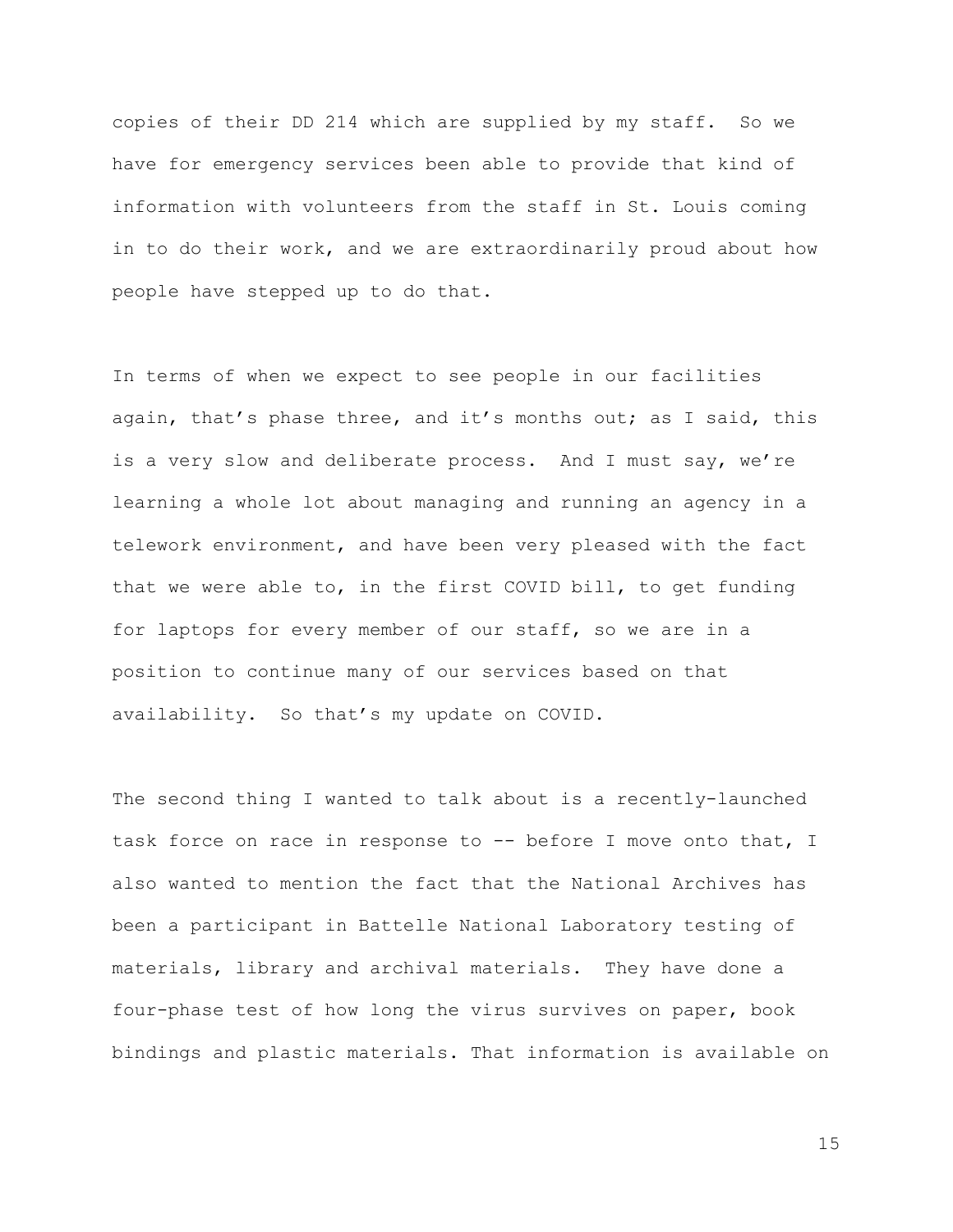copies of their DD 214 which are supplied by my staff. So we have for emergency services been able to provide that kind of information with volunteers from the staff in St. Louis coming in to do their work, and we are extraordinarily proud about how people have stepped up to do that.

In terms of when we expect to see people in our facilities again, that's phase three, and it's months out; as I said, this is a very slow and deliberate process. And I must say, we're learning a whole lot about managing and running an agency in a telework environment, and have been very pleased with the fact that we were able to, in the first COVID bill, to get funding for laptops for every member of our staff, so we are in a position to continue many of our services based on that availability. So that's my update on COVID.

The second thing I wanted to talk about is a recently-launched task force on race in response to -- before I move onto that, I also wanted to mention the fact that the National Archives has been a participant in Battelle National Laboratory testing of materials, library and archival materials. They have done a four-phase test of how long the virus survives on paper, book bindings and plastic materials. That information is available on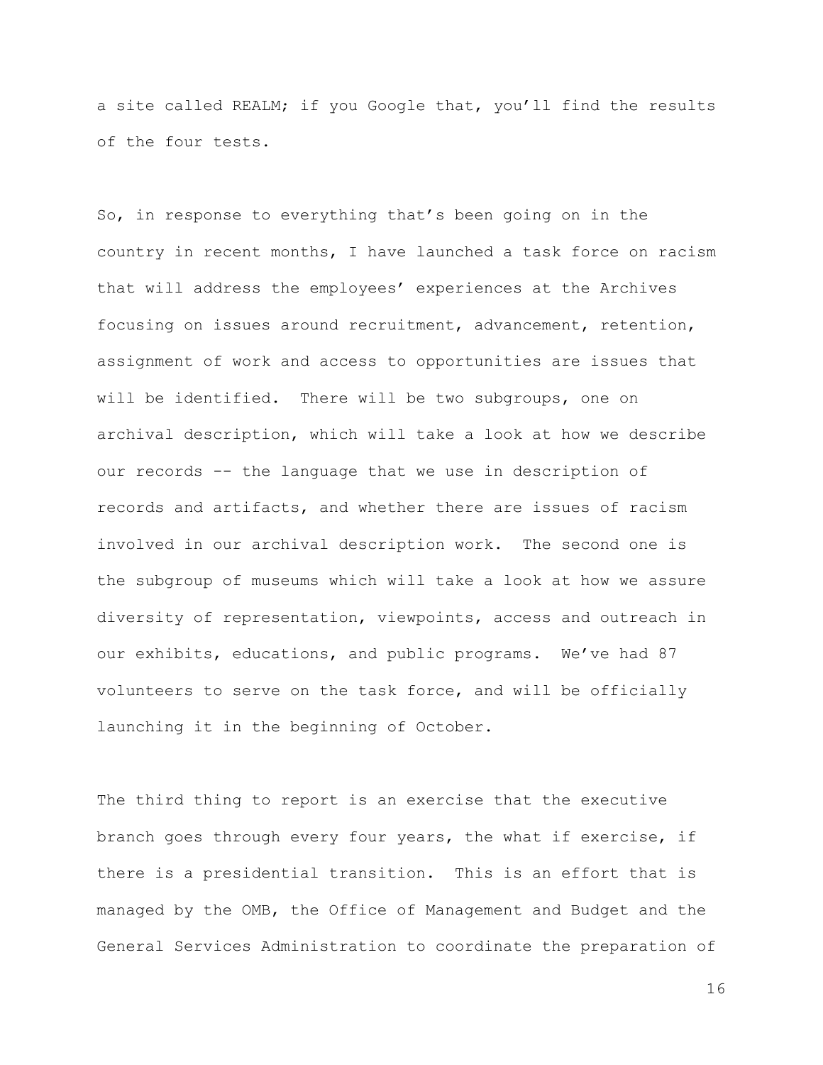a site called REALM; if you Google that, you'll find the results of the four tests.

So, in response to everything that's been going on in the country in recent months, I have launched a task force on racism that will address the employees' experiences at the Archives focusing on issues around recruitment, advancement, retention, assignment of work and access to opportunities are issues that will be identified. There will be two subgroups, one on archival description, which will take a look at how we describe our records -- the language that we use in description of records and artifacts, and whether there are issues of racism involved in our archival description work. The second one is the subgroup of museums which will take a look at how we assure diversity of representation, viewpoints, access and outreach in our exhibits, educations, and public programs. We've had 87 volunteers to serve on the task force, and will be officially launching it in the beginning of October.

The third thing to report is an exercise that the executive branch goes through every four years, the what if exercise, if there is a presidential transition. This is an effort that is managed by the OMB, the Office of Management and Budget and the General Services Administration to coordinate the preparation of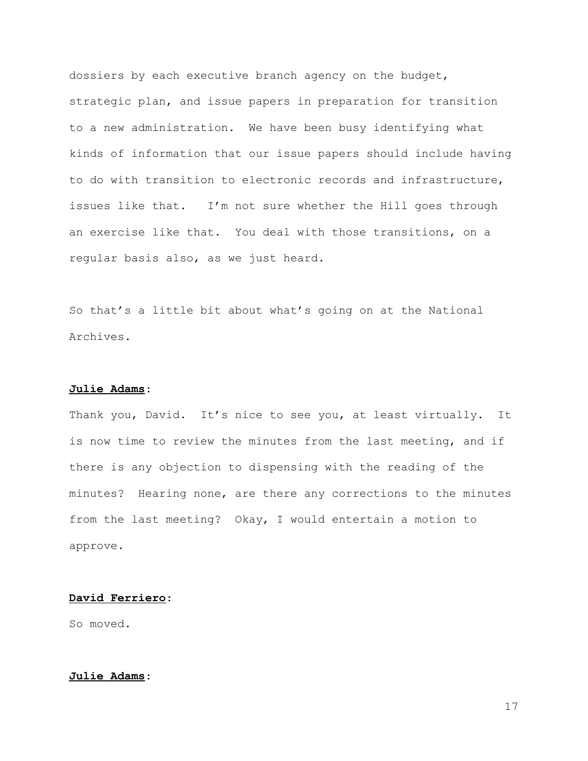dossiers by each executive branch agency on the budget, strategic plan, and issue papers in preparation for transition to a new administration. We have been busy identifying what kinds of information that our issue papers should include having to do with transition to electronic records and infrastructure, issues like that. I'm not sure whether the Hill goes through an exercise like that. You deal with those transitions, on a regular basis also, as we just heard.

So that's a little bit about what's going on at the National Archives.

**Julie Adams**:

Thank you, David. It's nice to see you, at least virtually. It is now time to review the minutes from the last meeting, and if there is any objection to dispensing with the reading of the minutes? Hearing none, are there any corrections to the minutes from the last meeting? Okay, I would entertain a motion to approve.

**David Ferriero**:

So moved.

**Julie Adams**: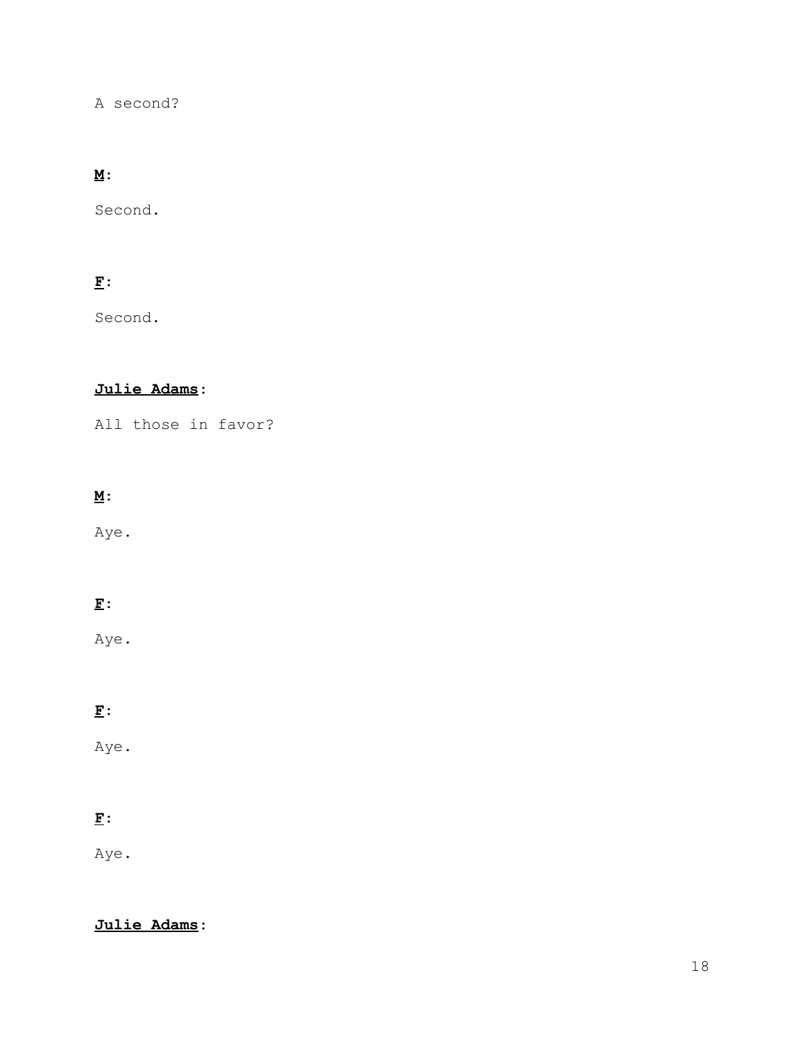A second?

**M**:

Second.

**F**:

Second.

**Julie Adams**:

All those in favor?

**M**:

Aye.

**F**:

Aye.

**F**:

Aye.

**F**:

Aye.

**Julie Adams**: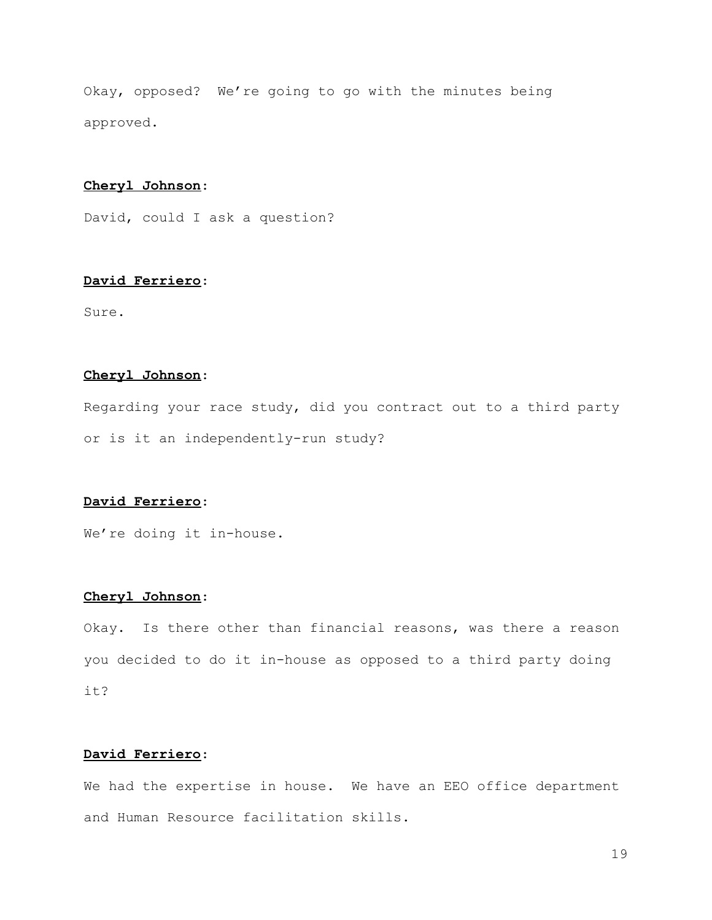Okay, opposed? We're going to go with the minutes being approved.

**Cheryl Johnson**:

David, could I ask a question?

**David Ferriero**:

Sure.

**Cheryl Johnson**:

Regarding your race study, did you contract out to a third party or is it an independently-run study?

**David Ferriero**:

We're doing it in-house.

**Cheryl Johnson**:

Okay. Is there other than financial reasons, was there a reason you decided to do it in-house as opposed to a third party doing it?

**David Ferriero**:

We had the expertise in house. We have an EEO office department and Human Resource facilitation skills.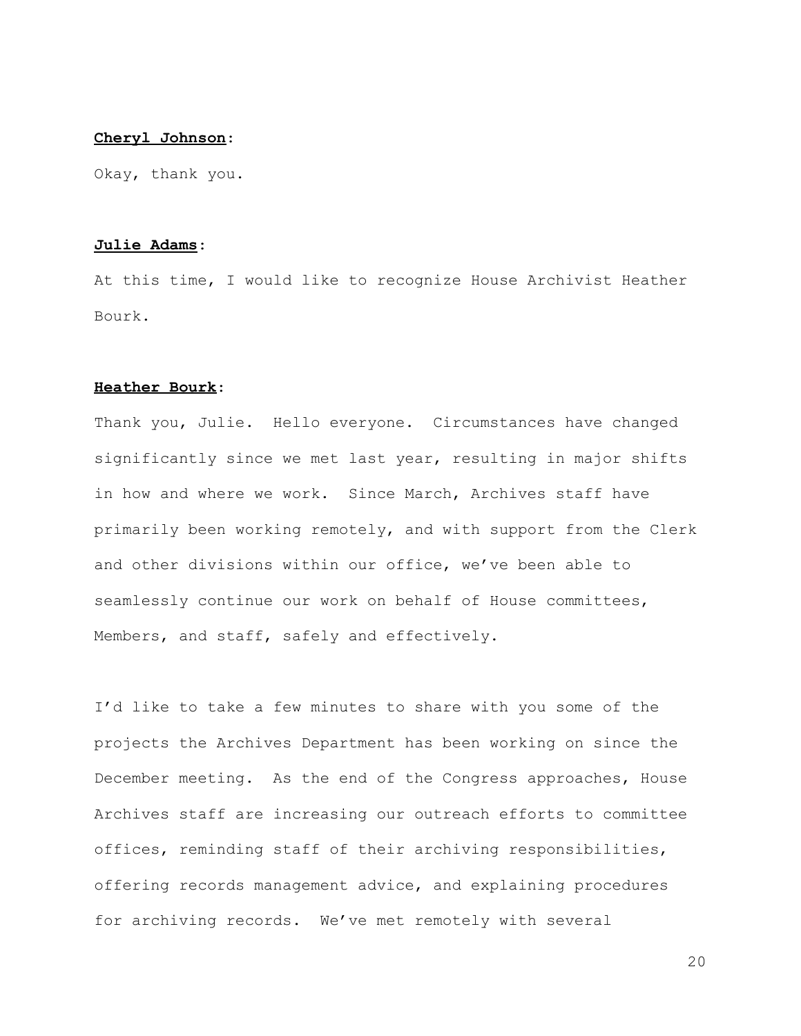**Cheryl Johnson**:

Okay, thank you.

**Julie Adams**:

At this time, I would like to recognize House Archivist Heather Bourk.

**Heather Bourk**:

Thank you, Julie. Hello everyone. Circumstances have changed significantly since we met last year, resulting in major shifts in how and where we work. Since March, Archives staff have primarily been working remotely, and with support from the Clerk and other divisions within our office, we've been able to seamlessly continue our work on behalf of House committees, Members, and staff, safely and effectively.

I'd like to take a few minutes to share with you some of the projects the Archives Department has been working on since the December meeting. As the end of the Congress approaches, House Archives staff are increasing our outreach efforts to committee offices, reminding staff of their archiving responsibilities, offering records management advice, and explaining procedures for archiving records. We've met remotely with several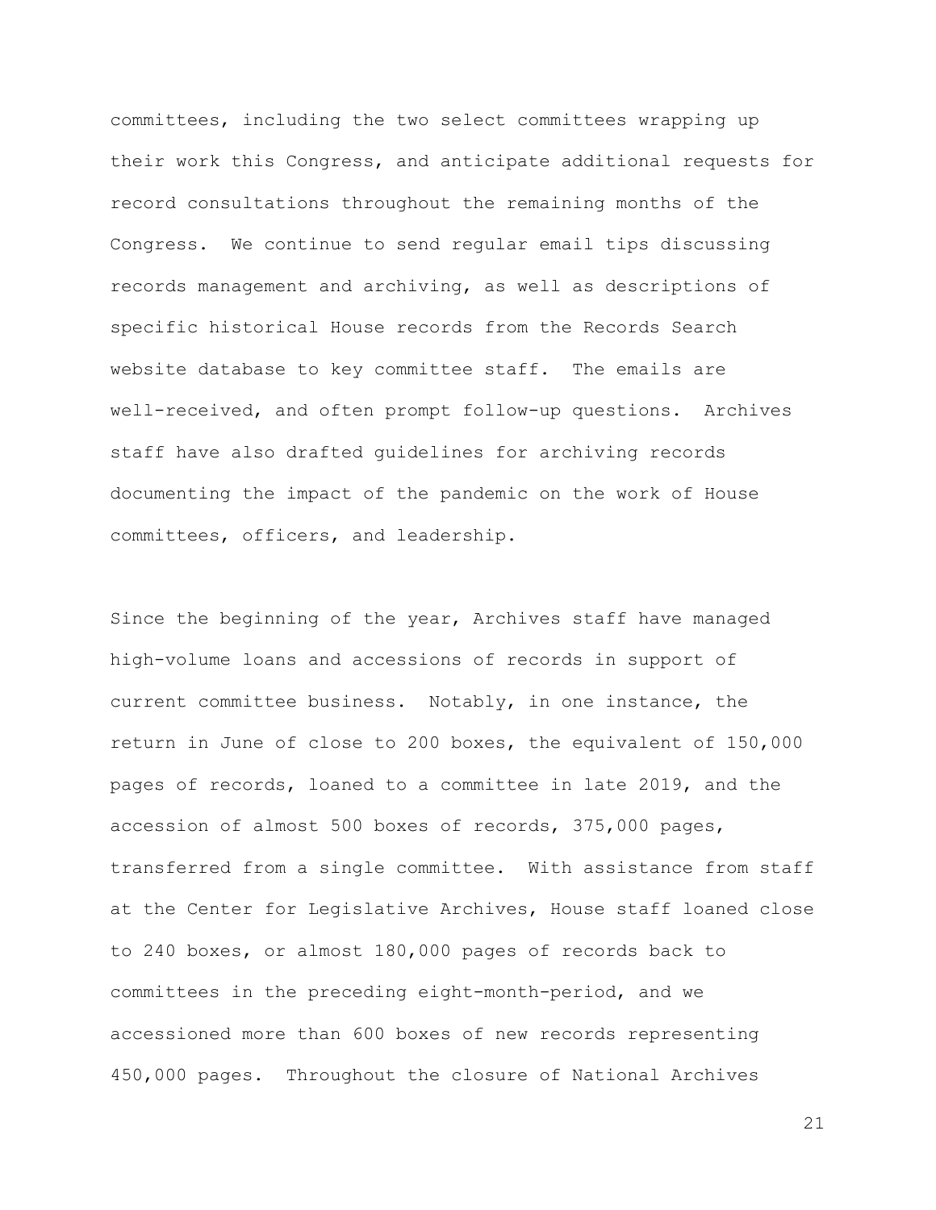committees, including the two select committees wrapping up their work this Congress, and anticipate additional requests for record consultations throughout the remaining months of the Congress. We continue to send regular email tips discussing records management and archiving, as well as descriptions of specific historical House records from the Records Search website database to key committee staff. The emails are well-received, and often prompt follow-up questions. Archives staff have also drafted guidelines for archiving records documenting the impact of the pandemic on the work of House committees, officers, and leadership.

Since the beginning of the year, Archives staff have managed high-volume loans and accessions of records in support of current committee business. Notably, in one instance, the return in June of close to 200 boxes, the equivalent of 150,000 pages of records, loaned to a committee in late 2019, and the accession of almost 500 boxes of records, 375,000 pages, transferred from a single committee. With assistance from staff at the Center for Legislative Archives, House staff loaned close to 240 boxes, or almost 180,000 pages of records back to committees in the preceding eight-month-period, and we accessioned more than 600 boxes of new records representing 450,000 pages. Throughout the closure of National Archives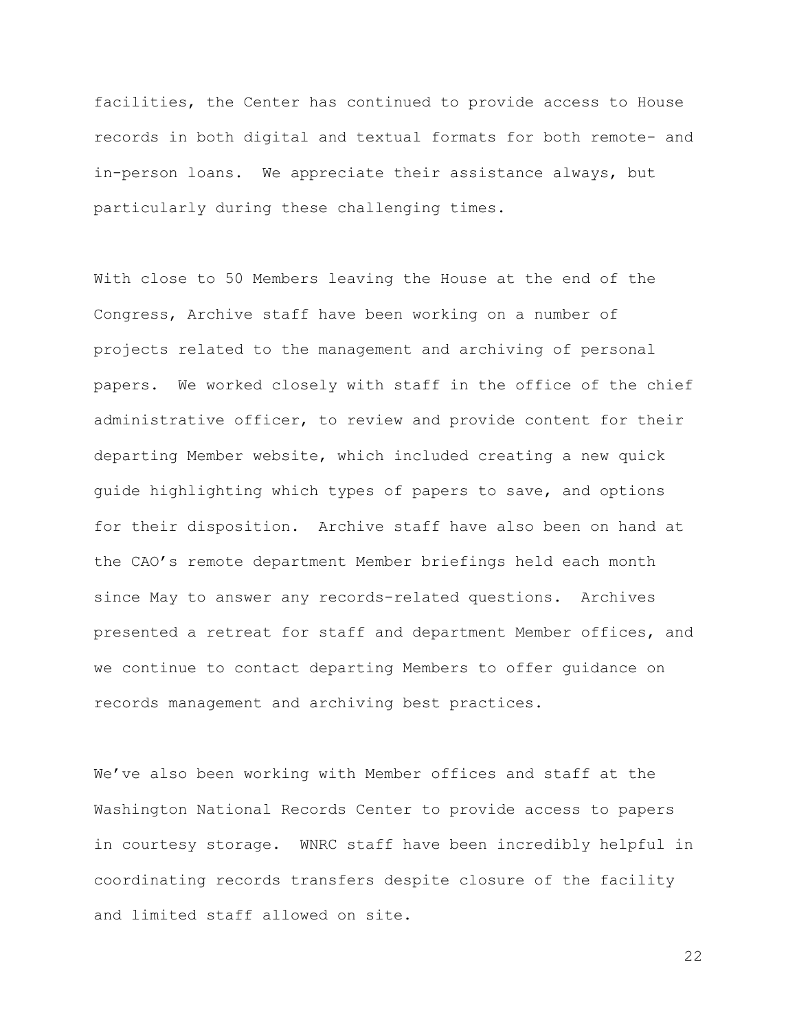facilities, the Center has continued to provide access to House records in both digital and textual formats for both remote- and in-person loans. We appreciate their assistance always, but particularly during these challenging times.

With close to 50 Members leaving the House at the end of the Congress, Archive staff have been working on a number of projects related to the management and archiving of personal papers. We worked closely with staff in the office of the chief administrative officer, to review and provide content for their departing Member website, which included creating a new quick guide highlighting which types of papers to save, and options for their disposition. Archive staff have also been on hand at the CAO's remote department Member briefings held each month since May to answer any records-related questions. Archives presented a retreat for staff and department Member offices, and we continue to contact departing Members to offer guidance on records management and archiving best practices.

We've also been working with Member offices and staff at the Washington National Records Center to provide access to papers in courtesy storage. WNRC staff have been incredibly helpful in coordinating records transfers despite closure of the facility and limited staff allowed on site.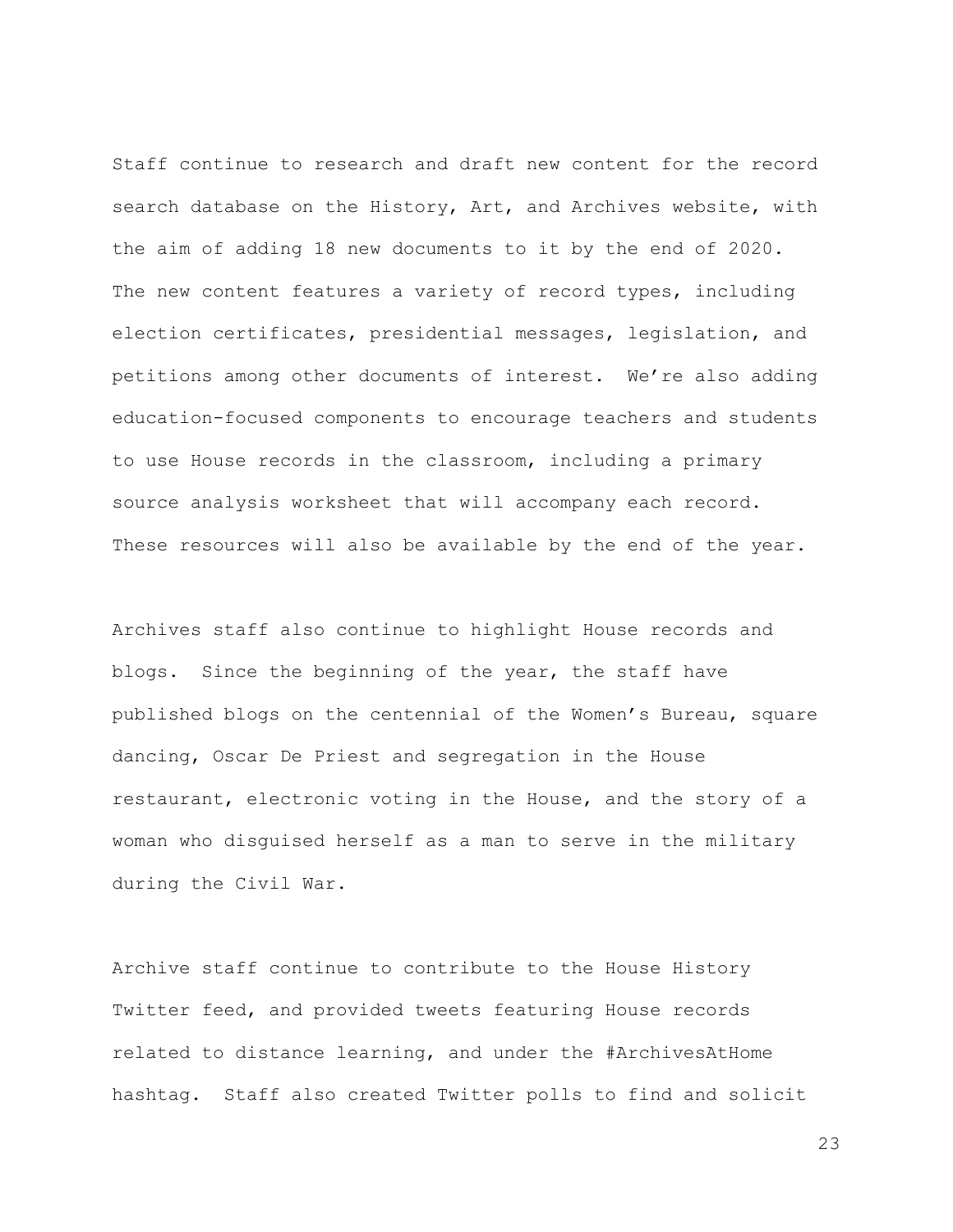Staff continue to research and draft new content for the record search database on the History, Art, and Archives website, with the aim of adding 18 new documents to it by the end of 2020. The new content features a variety of record types, including election certificates, presidential messages, legislation, and petitions among other documents of interest. We're also adding education-focused components to encourage teachers and students to use House records in the classroom, including a primary source analysis worksheet that will accompany each record. These resources will also be available by the end of the year.

Archives staff also continue to highlight House records and blogs. Since the beginning of the year, the staff have published blogs on the centennial of the Women's Bureau, square dancing, Oscar De Priest and segregation in the House restaurant, electronic voting in the House, and the story of a woman who disguised herself as a man to serve in the military during the Civil War.

Archive staff continue to contribute to the House History Twitter feed, and provided tweets featuring House records related to distance learning, and under the #ArchivesAtHome hashtag. Staff also created Twitter polls to find and solicit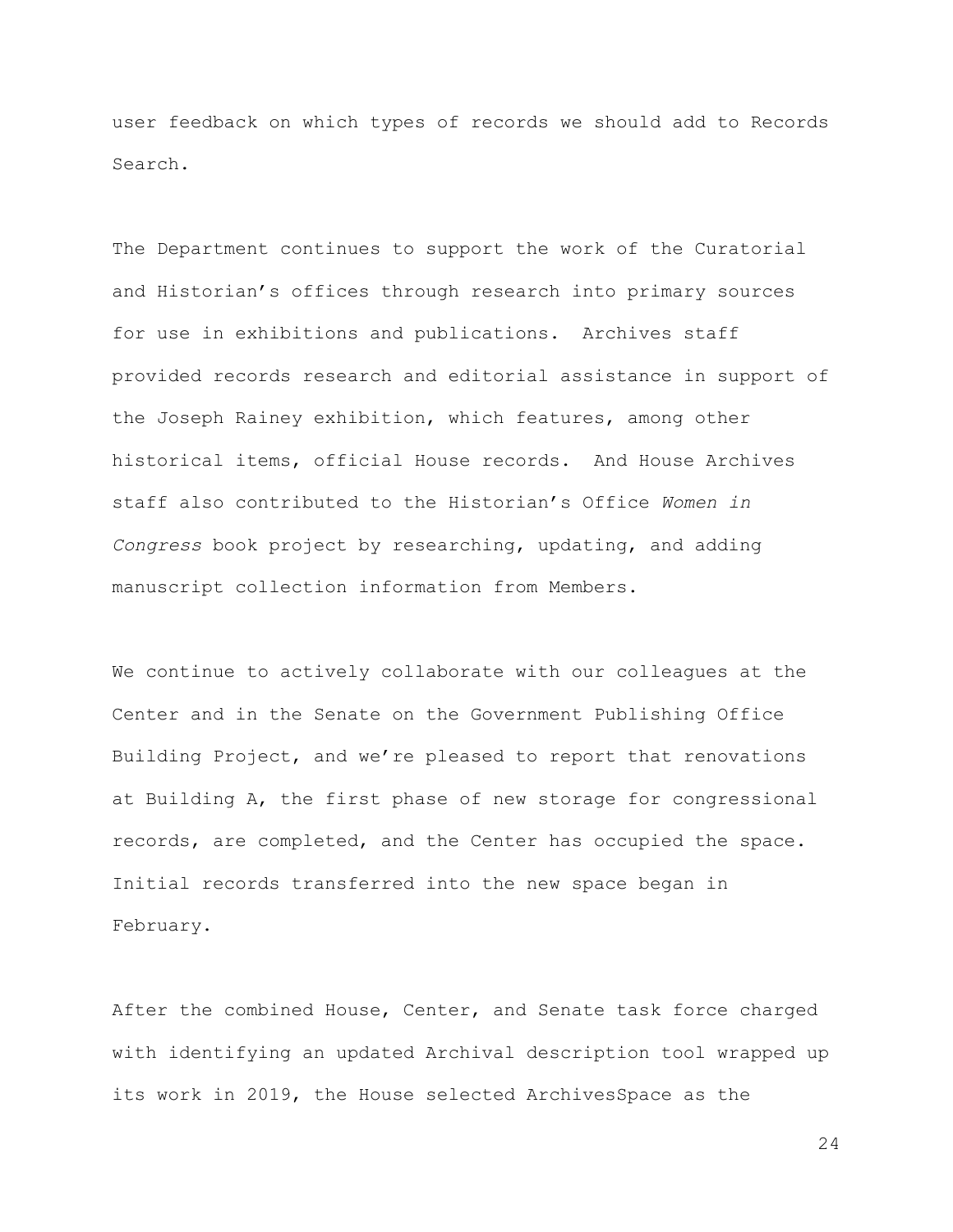user feedback on which types of records we should add to Records Search.

The Department continues to support the work of the Curatorial and Historian's offices through research into primary sources for use in exhibitions and publications. Archives staff provided records research and editorial assistance in support of the Joseph Rainey exhibition, which features, among other historical items, official House records. And House Archives staff also contributed to the Historian's Office *Women in Congress* book project by researching, updating, and adding manuscript collection information from Members.

We continue to actively collaborate with our colleagues at the Center and in the Senate on the Government Publishing Office Building Project, and we're pleased to report that renovations at Building A, the first phase of new storage for congressional records, are completed, and the Center has occupied the space. Initial records transferred into the new space began in February.

After the combined House, Center, and Senate task force charged with identifying an updated Archival description tool wrapped up its work in 2019, the House selected ArchivesSpace as the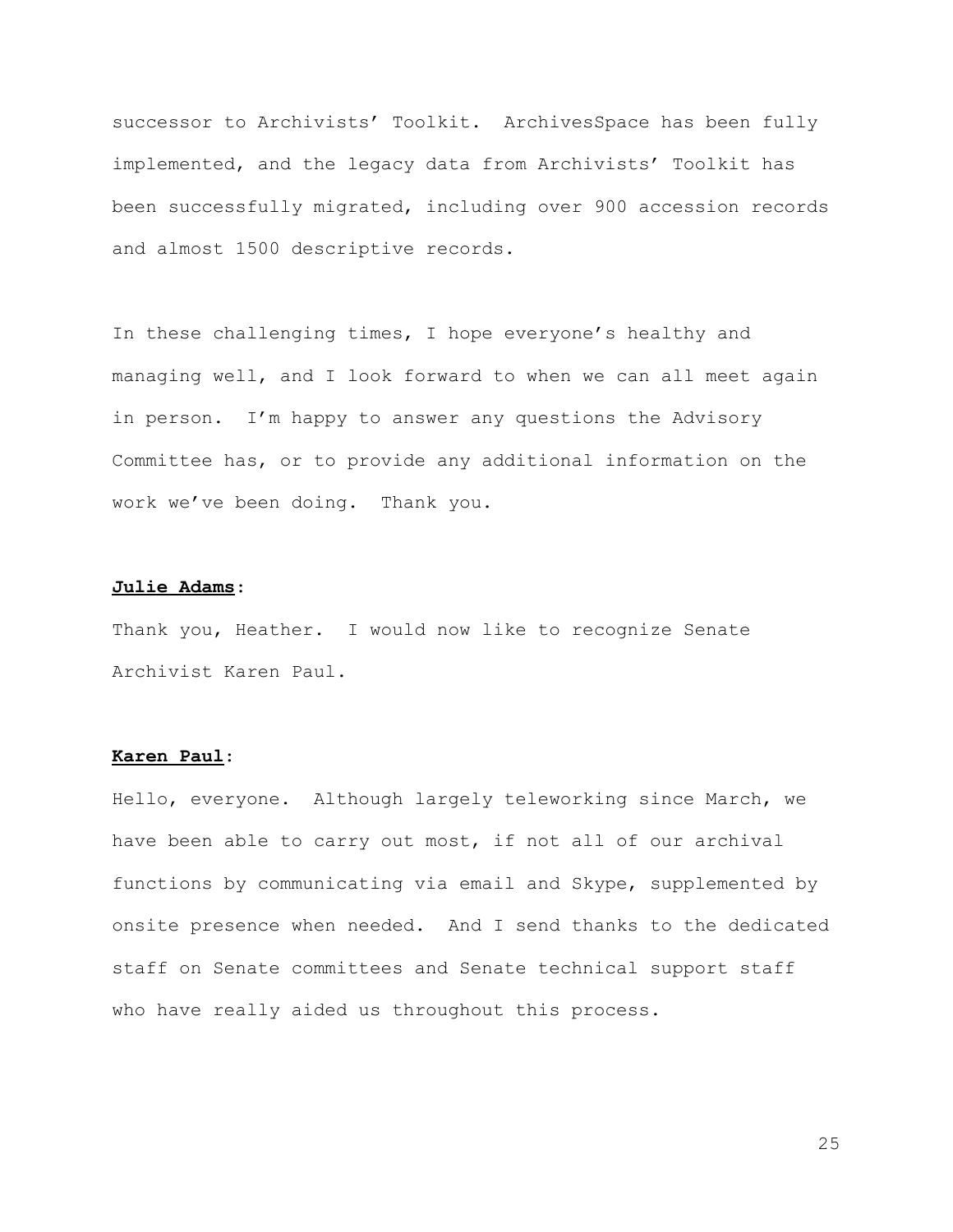successor to Archivists' Toolkit. ArchivesSpace has been fully implemented, and the legacy data from Archivists' Toolkit has been successfully migrated, including over 900 accession records and almost 1500 descriptive records.

In these challenging times, I hope everyone's healthy and managing well, and I look forward to when we can all meet again in person. I'm happy to answer any questions the Advisory Committee has, or to provide any additional information on the work we've been doing. Thank you.

**Julie Adams**:

Thank you, Heather. I would now like to recognize Senate Archivist Karen Paul.

**Karen Paul**:

Hello, everyone. Although largely teleworking since March, we have been able to carry out most, if not all of our archival functions by communicating via email and Skype, supplemented by onsite presence when needed. And I send thanks to the dedicated staff on Senate committees and Senate technical support staff who have really aided us throughout this process.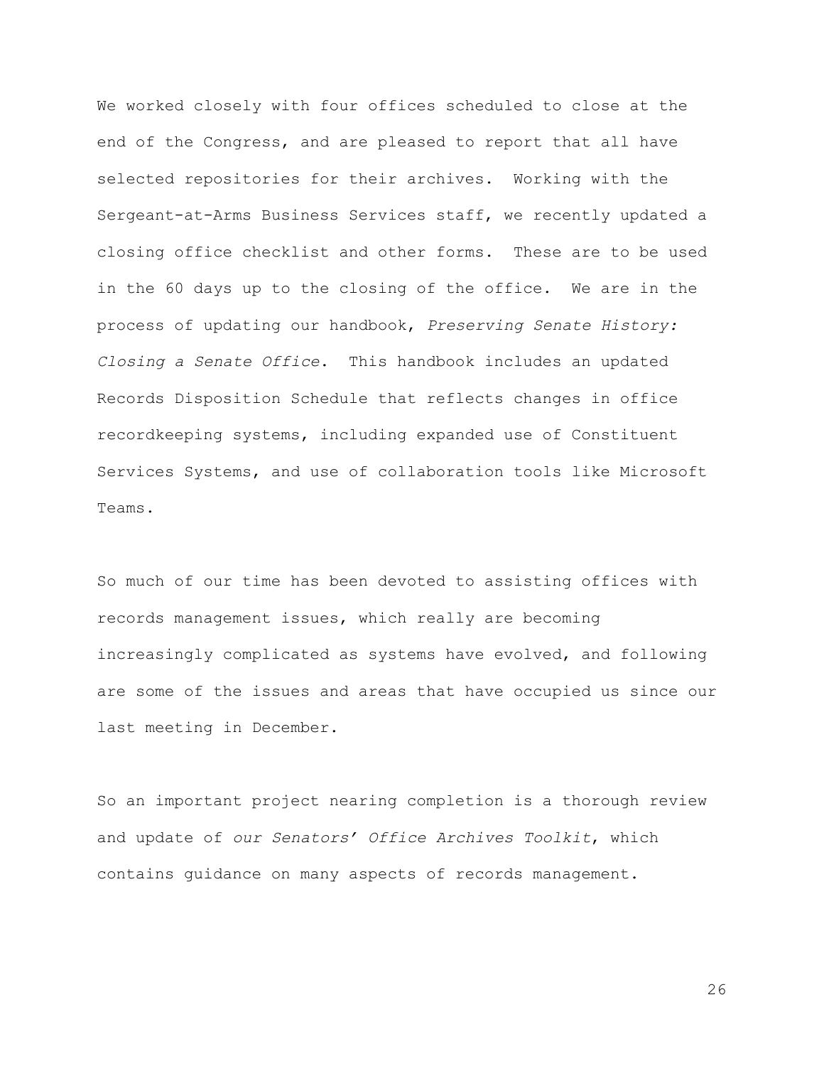We worked closely with four offices scheduled to close at the end of the Congress, and are pleased to report that all have selected repositories for their archives. Working with the Sergeant-at-Arms Business Services staff, we recently updated a closing office checklist and other forms. These are to be used in the 60 days up to the closing of the office. We are in the process of updating our handbook, *Preserving Senate History: Closing a Senate Office*. This handbook includes an updated Records Disposition Schedule that reflects changes in office recordkeeping systems, including expanded use of Constituent Services Systems, and use of collaboration tools like Microsoft Teams.

So much of our time has been devoted to assisting offices with records management issues, which really are becoming increasingly complicated as systems have evolved, and following are some of the issues and areas that have occupied us since our last meeting in December.

So an important project nearing completion is a thorough review and update of *our Senators' Office Archives Toolkit*, which contains guidance on many aspects of records management.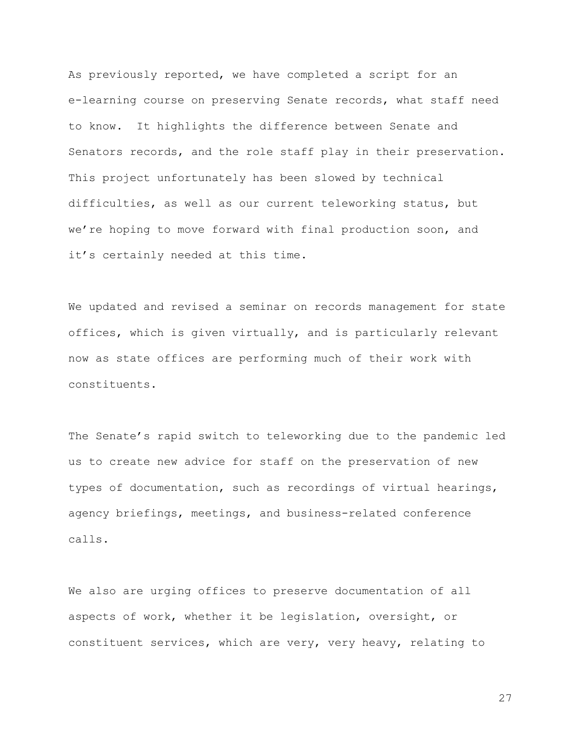As previously reported, we have completed a script for an e-learning course on preserving Senate records, what staff need to know. It highlights the difference between Senate and Senators records, and the role staff play in their preservation. This project unfortunately has been slowed by technical difficulties, as well as our current teleworking status, but we're hoping to move forward with final production soon, and it's certainly needed at this time.

We updated and revised a seminar on records management for state offices, which is given virtually, and is particularly relevant now as state offices are performing much of their work with constituents.

The Senate's rapid switch to teleworking due to the pandemic led us to create new advice for staff on the preservation of new types of documentation, such as recordings of virtual hearings, agency briefings, meetings, and business-related conference calls.

We also are urging offices to preserve documentation of all aspects of work, whether it be legislation, oversight, or constituent services, which are very, very heavy, relating to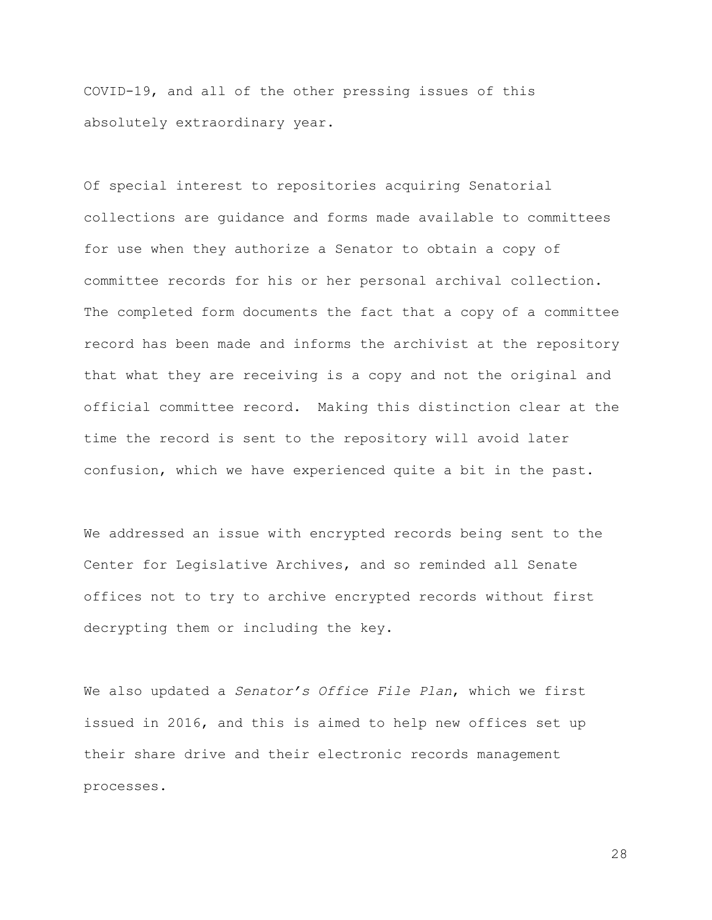COVID-19, and all of the other pressing issues of this absolutely extraordinary year.

Of special interest to repositories acquiring Senatorial collections are guidance and forms made available to committees for use when they authorize a Senator to obtain a copy of committee records for his or her personal archival collection. The completed form documents the fact that a copy of a committee record has been made and informs the archivist at the repository that what they are receiving is a copy and not the original and official committee record. Making this distinction clear at the time the record is sent to the repository will avoid later confusion, which we have experienced quite a bit in the past.

We addressed an issue with encrypted records being sent to the Center for Legislative Archives, and so reminded all Senate offices not to try to archive encrypted records without first decrypting them or including the key.

We also updated a *Senator's Office File Plan*, which we first issued in 2016, and this is aimed to help new offices set up their share drive and their electronic records management processes.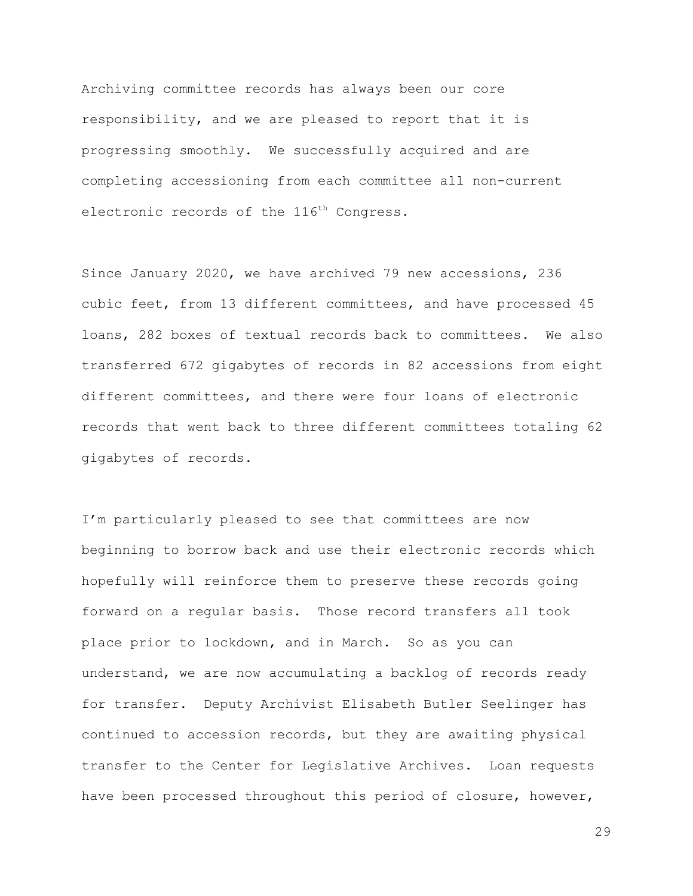Archiving committee records has always been our core responsibility, and we are pleased to report that it is progressing smoothly. We successfully acquired and are completing accessioning from each committee all non-current electronic records of the 116th Congress.

Since January 2020, we have archived 79 new accessions, 236 cubic feet, from 13 different committees, and have processed 45 loans, 282 boxes of textual records back to committees. We also transferred 672 gigabytes of records in 82 accessions from eight different committees, and there were four loans of electronic records that went back to three different committees totaling 62 gigabytes of records.

I'm particularly pleased to see that committees are now beginning to borrow back and use their electronic records which hopefully will reinforce them to preserve these records going forward on a regular basis. Those record transfers all took place prior to lockdown, and in March. So as you can understand, we are now accumulating a backlog of records ready for transfer. Deputy Archivist Elisabeth Butler Seelinger has continued to accession records, but they are awaiting physical transfer to the Center for Legislative Archives. Loan requests have been processed throughout this period of closure, however,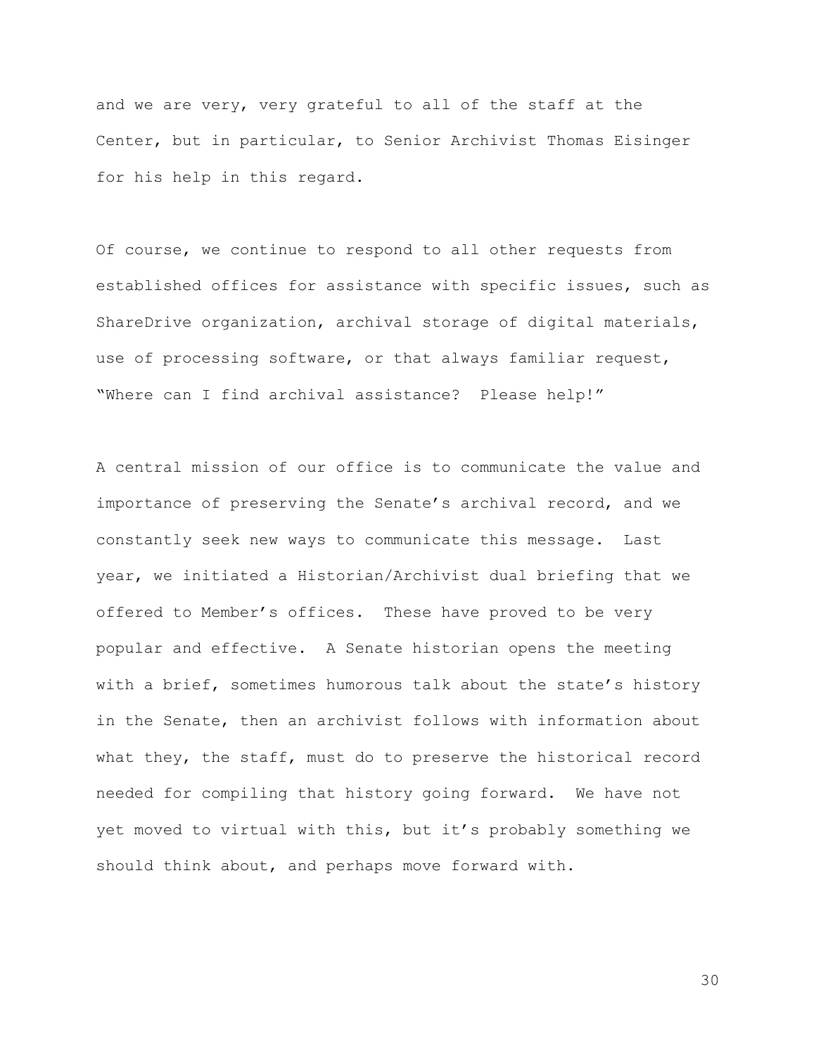and we are very, very grateful to all of the staff at the Center, but in particular, to Senior Archivist Thomas Eisinger for his help in this regard.

Of course, we continue to respond to all other requests from established offices for assistance with specific issues, such as ShareDrive organization, archival storage of digital materials, use of processing software, or that always familiar request, "Where can I find archival assistance? Please help!"

A central mission of our office is to communicate the value and importance of preserving the Senate's archival record, and we constantly seek new ways to communicate this message. Last year, we initiated a Historian/Archivist dual briefing that we offered to Member's offices. These have proved to be very popular and effective. A Senate historian opens the meeting with a brief, sometimes humorous talk about the state's history in the Senate, then an archivist follows with information about what they, the staff, must do to preserve the historical record needed for compiling that history going forward. We have not yet moved to virtual with this, but it's probably something we should think about, and perhaps move forward with.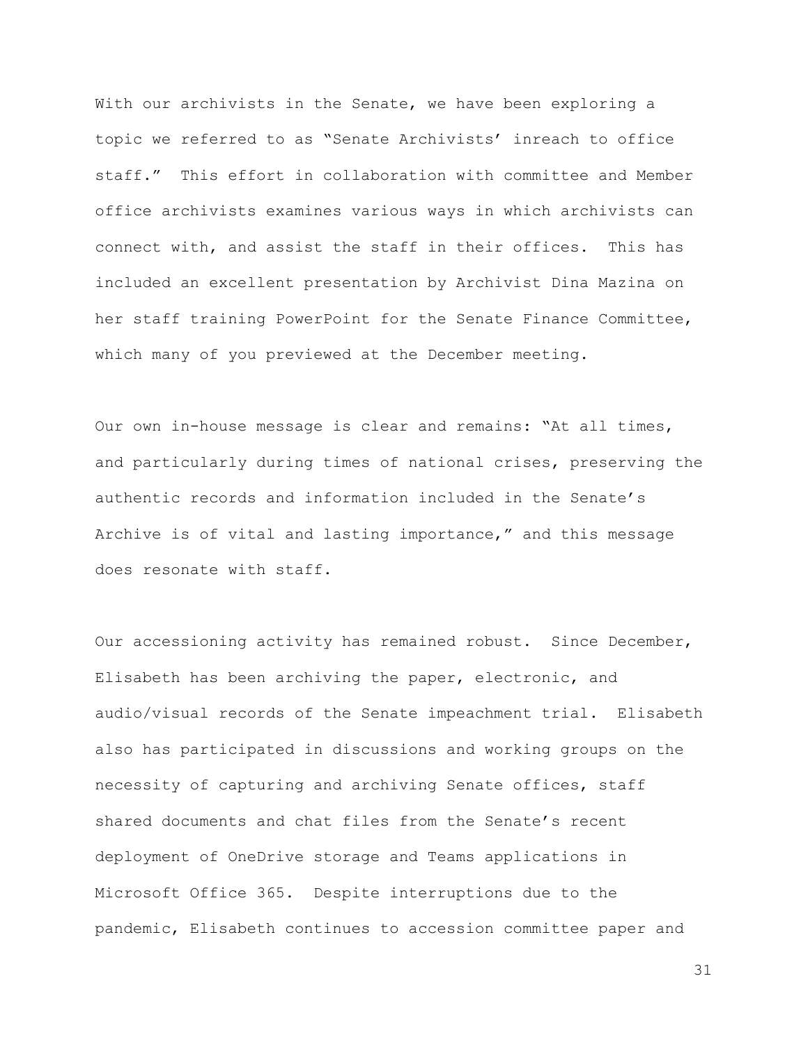With our archivists in the Senate, we have been exploring a topic we referred to as "Senate Archivists' inreach to office staff." This effort in collaboration with committee and Member office archivists examines various ways in which archivists can connect with, and assist the staff in their offices. This has included an excellent presentation by Archivist Dina Mazina on her staff training PowerPoint for the Senate Finance Committee, which many of you previewed at the December meeting.

Our own in-house message is clear and remains: "At all times, and particularly during times of national crises, preserving the authentic records and information included in the Senate's Archive is of vital and lasting importance," and this message does resonate with staff.

Our accessioning activity has remained robust. Since December, Elisabeth has been archiving the paper, electronic, and audio/visual records of the Senate impeachment trial. Elisabeth also has participated in discussions and working groups on the necessity of capturing and archiving Senate offices, staff shared documents and chat files from the Senate's recent deployment of OneDrive storage and Teams applications in Microsoft Office 365. Despite interruptions due to the pandemic, Elisabeth continues to accession committee paper and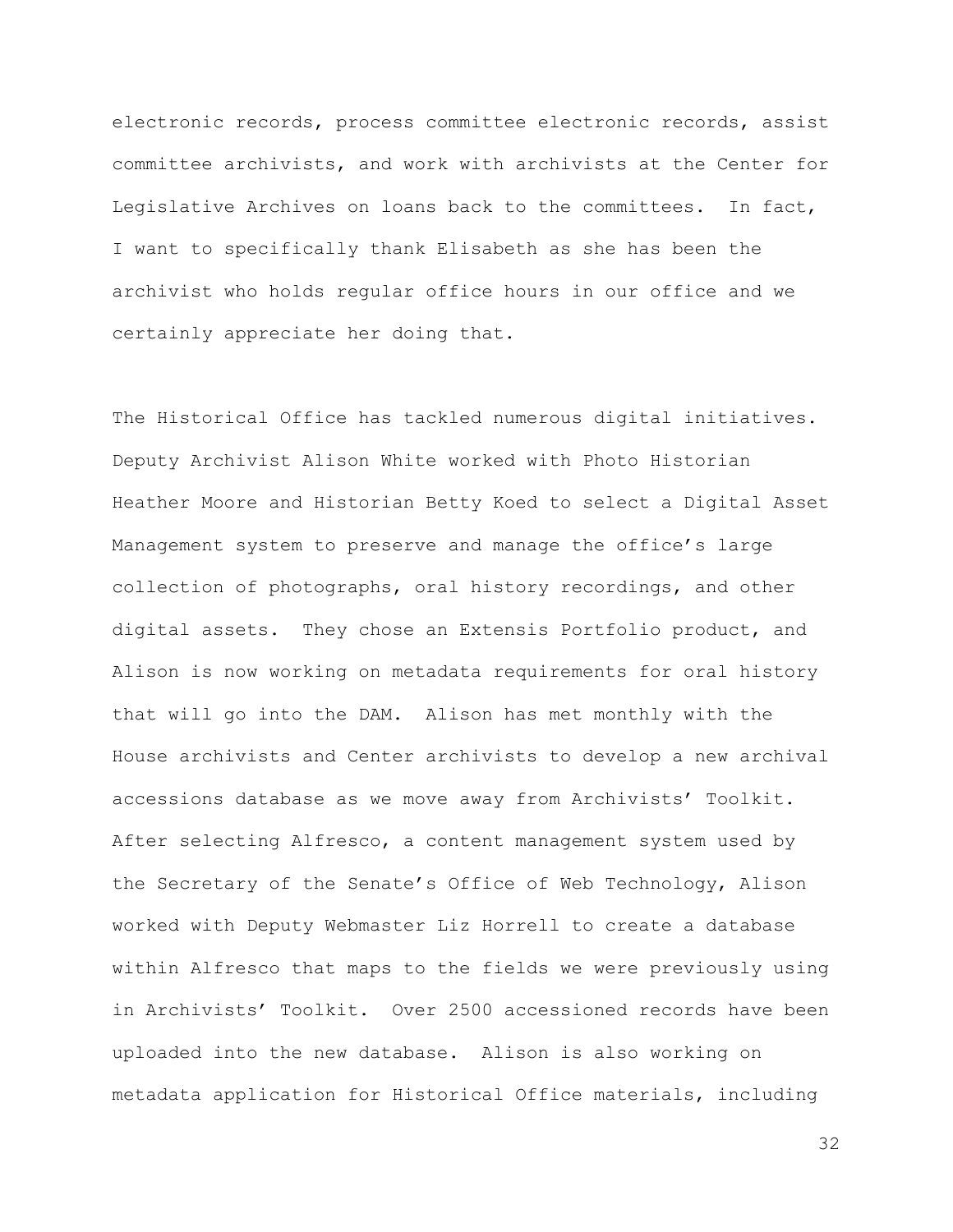electronic records, process committee electronic records, assist committee archivists, and work with archivists at the Center for Legislative Archives on loans back to the committees. In fact, I want to specifically thank Elisabeth as she has been the archivist who holds regular office hours in our office and we certainly appreciate her doing that.

The Historical Office has tackled numerous digital initiatives. Deputy Archivist Alison White worked with Photo Historian Heather Moore and Historian Betty Koed to select a Digital Asset Management system to preserve and manage the office's large collection of photographs, oral history recordings, and other digital assets. They chose an Extensis Portfolio product, and Alison is now working on metadata requirements for oral history that will go into the DAM. Alison has met monthly with the House archivists and Center archivists to develop a new archival accessions database as we move away from Archivists' Toolkit. After selecting Alfresco, a content management system used by the Secretary of the Senate's Office of Web Technology, Alison worked with Deputy Webmaster Liz Horrell to create a database within Alfresco that maps to the fields we were previously using in Archivists' Toolkit. Over 2500 accessioned records have been uploaded into the new database. Alison is also working on metadata application for Historical Office materials, including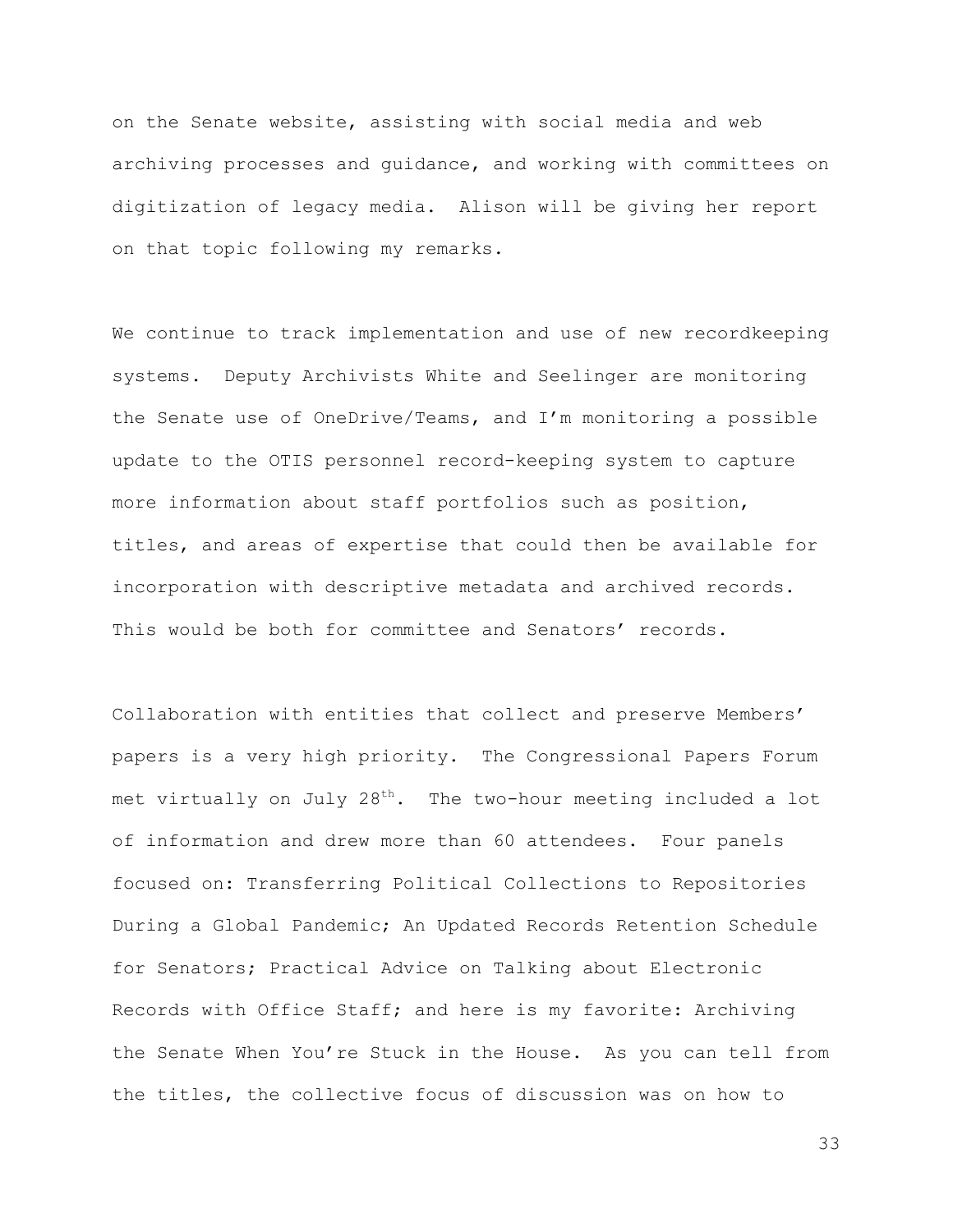on the Senate website, assisting with social media and web archiving processes and guidance, and working with committees on digitization of legacy media. Alison will be giving her report on that topic following my remarks.

We continue to track implementation and use of new recordkeeping systems. Deputy Archivists White and Seelinger are monitoring the Senate use of OneDrive/Teams, and I'm monitoring a possible update to the OTIS personnel record-keeping system to capture more information about staff portfolios such as position, titles, and areas of expertise that could then be available for incorporation with descriptive metadata and archived records. This would be both for committee and Senators' records.

Collaboration with entities that collect and preserve Members' papers is a very high priority. The Congressional Papers Forum met virtually on July 28th. The two-hour meeting included a lot of information and drew more than 60 attendees. Four panels focused on: Transferring Political Collections to Repositories During a Global Pandemic; An Updated Records Retention Schedule for Senators; Practical Advice on Talking about Electronic Records with Office Staff; and here is my favorite: Archiving the Senate When You're Stuck in the House. As you can tell from the titles, the collective focus of discussion was on how to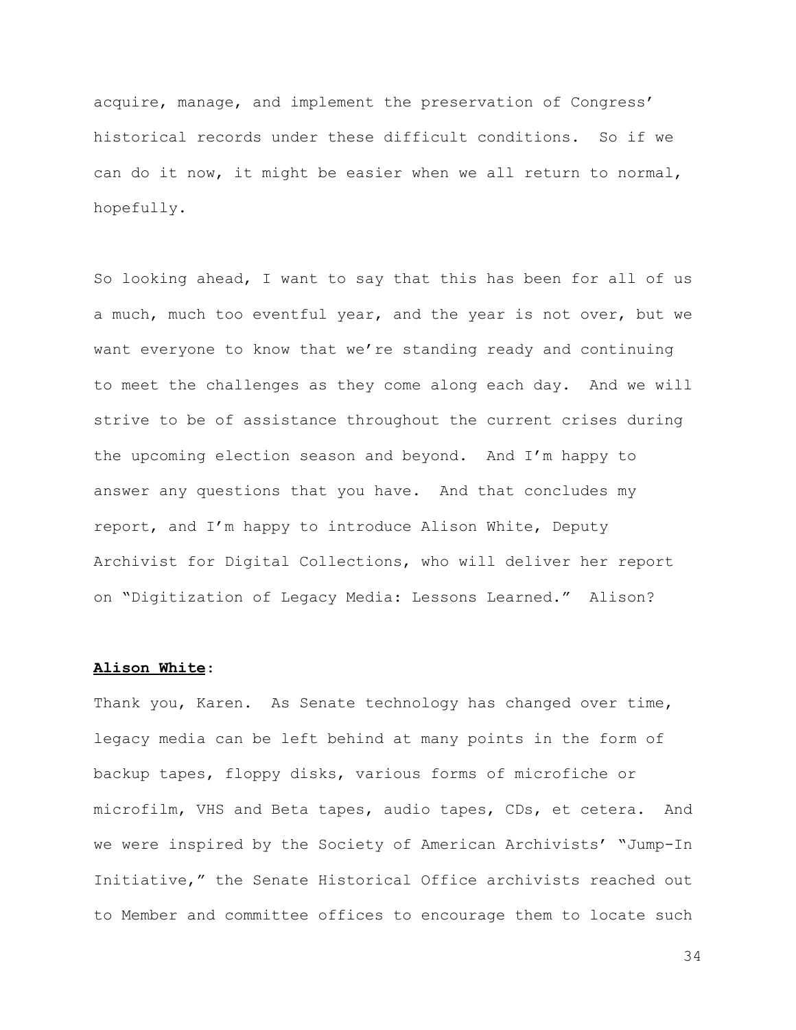acquire, manage, and implement the preservation of Congress' historical records under these difficult conditions. So if we can do it now, it might be easier when we all return to normal, hopefully.

So looking ahead, I want to say that this has been for all of us a much, much too eventful year, and the year is not over, but we want everyone to know that we're standing ready and continuing to meet the challenges as they come along each day. And we will strive to be of assistance throughout the current crises during the upcoming election season and beyond. And I'm happy to answer any questions that you have. And that concludes my report, and I'm happy to introduce Alison White, Deputy Archivist for Digital Collections, who will deliver her report on "Digitization of Legacy Media: Lessons Learned." Alison?

**Alison White**:

Thank you, Karen. As Senate technology has changed over time, legacy media can be left behind at many points in the form of backup tapes, floppy disks, various forms of microfiche or microfilm, VHS and Beta tapes, audio tapes, CDs, et cetera. And we were inspired by the Society of American Archivists' "Jump-In Initiative," the Senate Historical Office archivists reached out to Member and committee offices to encourage them to locate such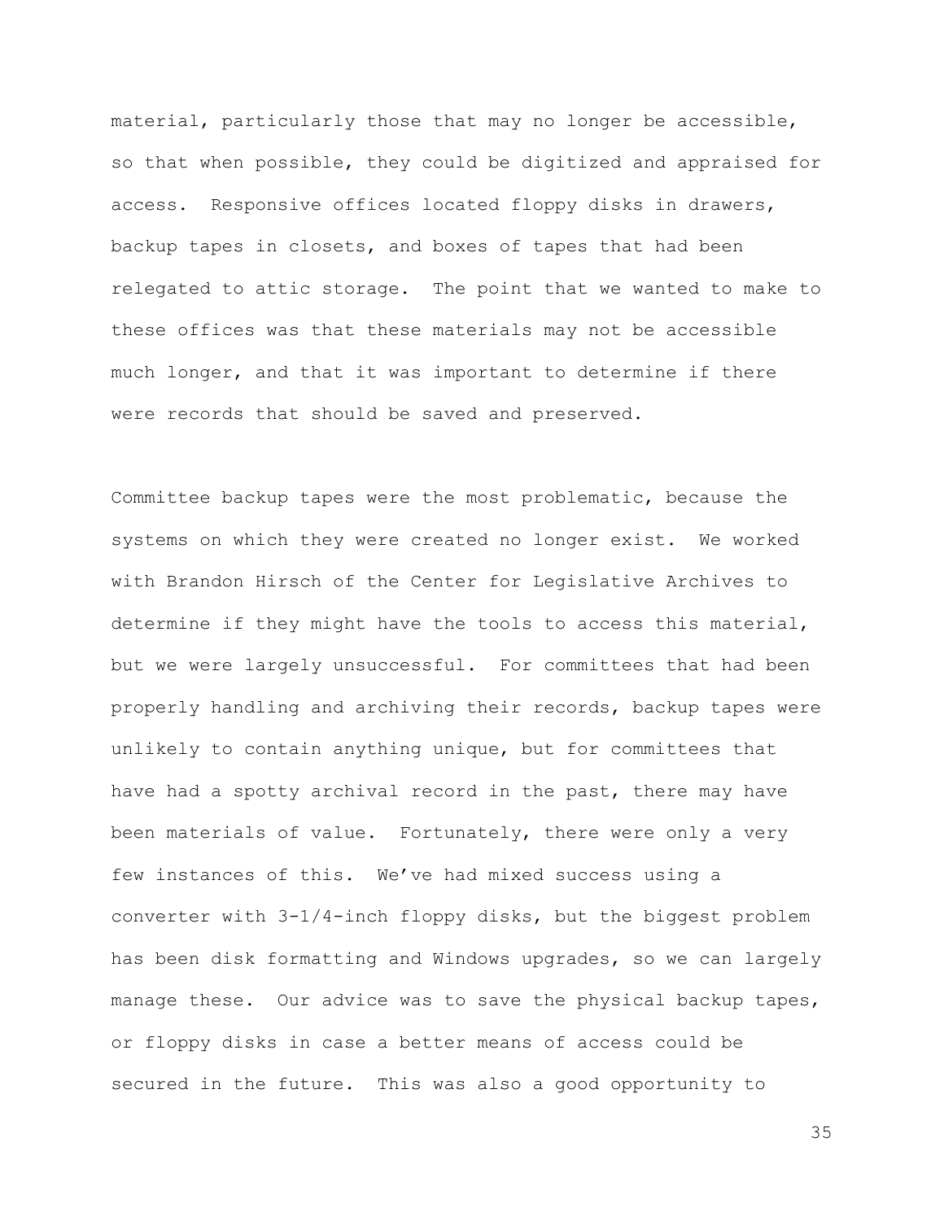material, particularly those that may no longer be accessible, so that when possible, they could be digitized and appraised for access. Responsive offices located floppy disks in drawers, backup tapes in closets, and boxes of tapes that had been relegated to attic storage. The point that we wanted to make to these offices was that these materials may not be accessible much longer, and that it was important to determine if there were records that should be saved and preserved.

Committee backup tapes were the most problematic, because the systems on which they were created no longer exist. We worked with Brandon Hirsch of the Center for Legislative Archives to determine if they might have the tools to access this material, but we were largely unsuccessful. For committees that had been properly handling and archiving their records, backup tapes were unlikely to contain anything unique, but for committees that have had a spotty archival record in the past, there may have been materials of value. Fortunately, there were only a very few instances of this. We've had mixed success using a converter with 3-1/4-inch floppy disks, but the biggest problem has been disk formatting and Windows upgrades, so we can largely manage these. Our advice was to save the physical backup tapes, or floppy disks in case a better means of access could be secured in the future. This was also a good opportunity to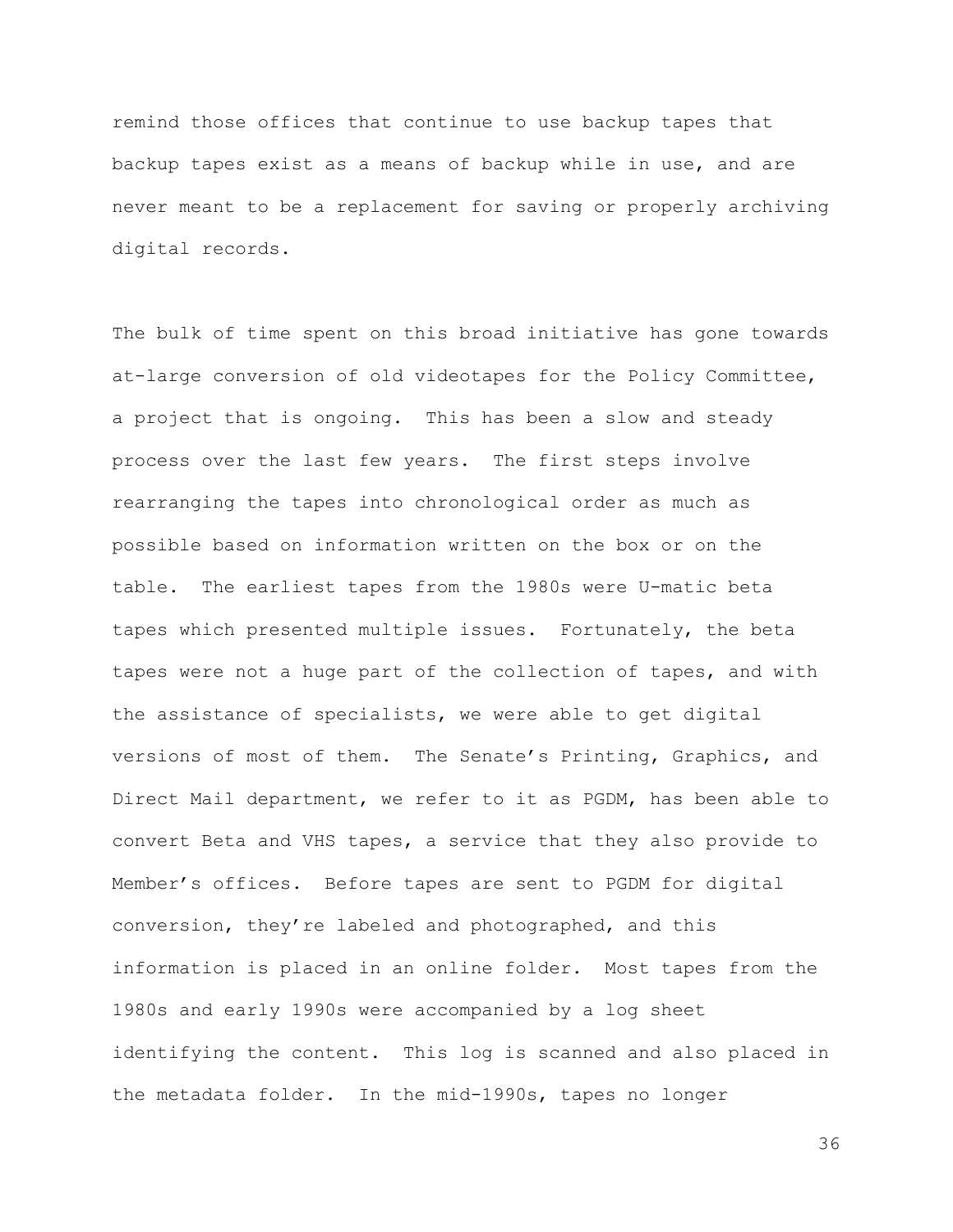remind those offices that continue to use backup tapes that backup tapes exist as a means of backup while in use, and are never meant to be a replacement for saving or properly archiving digital records.

The bulk of time spent on this broad initiative has gone towards at-large conversion of old videotapes for the Policy Committee, a project that is ongoing. This has been a slow and steady process over the last few years. The first steps involve rearranging the tapes into chronological order as much as possible based on information written on the box or on the table. The earliest tapes from the 1980s were U-matic beta tapes which presented multiple issues. Fortunately, the beta tapes were not a huge part of the collection of tapes, and with the assistance of specialists, we were able to get digital versions of most of them. The Senate's Printing, Graphics, and Direct Mail department, we refer to it as PGDM, has been able to convert Beta and VHS tapes, a service that they also provide to Member's offices. Before tapes are sent to PGDM for digital conversion, they're labeled and photographed, and this information is placed in an online folder. Most tapes from the 1980s and early 1990s were accompanied by a log sheet identifying the content. This log is scanned and also placed in the metadata folder. In the mid-1990s, tapes no longer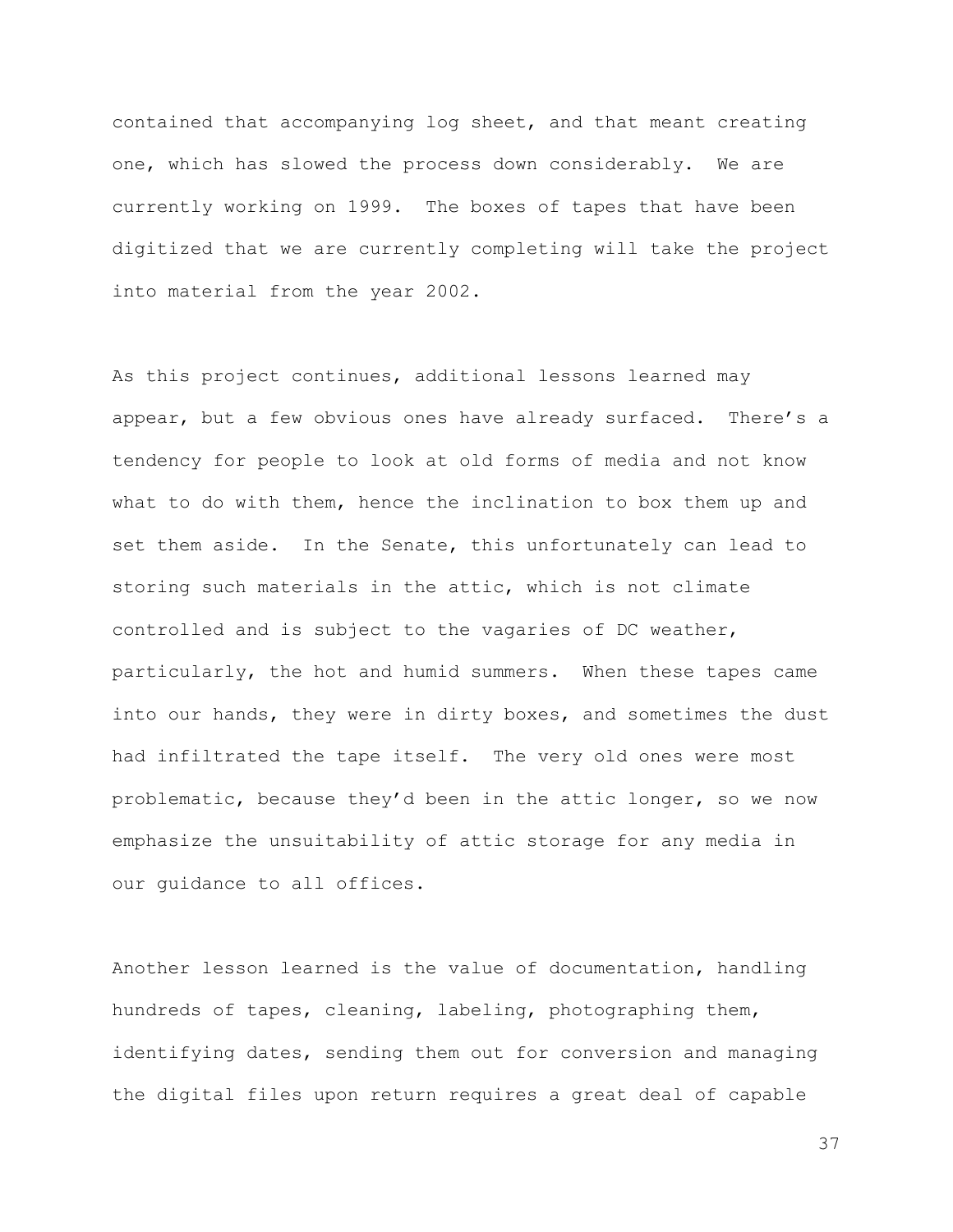contained that accompanying log sheet, and that meant creating one, which has slowed the process down considerably. We are currently working on 1999. The boxes of tapes that have been digitized that we are currently completing will take the project into material from the year 2002.

As this project continues, additional lessons learned may appear, but a few obvious ones have already surfaced. There's a tendency for people to look at old forms of media and not know what to do with them, hence the inclination to box them up and set them aside. In the Senate, this unfortunately can lead to storing such materials in the attic, which is not climate controlled and is subject to the vagaries of DC weather, particularly, the hot and humid summers. When these tapes came into our hands, they were in dirty boxes, and sometimes the dust had infiltrated the tape itself. The very old ones were most problematic, because they'd been in the attic longer, so we now emphasize the unsuitability of attic storage for any media in our guidance to all offices.

Another lesson learned is the value of documentation, handling hundreds of tapes, cleaning, labeling, photographing them, identifying dates, sending them out for conversion and managing the digital files upon return requires a great deal of capable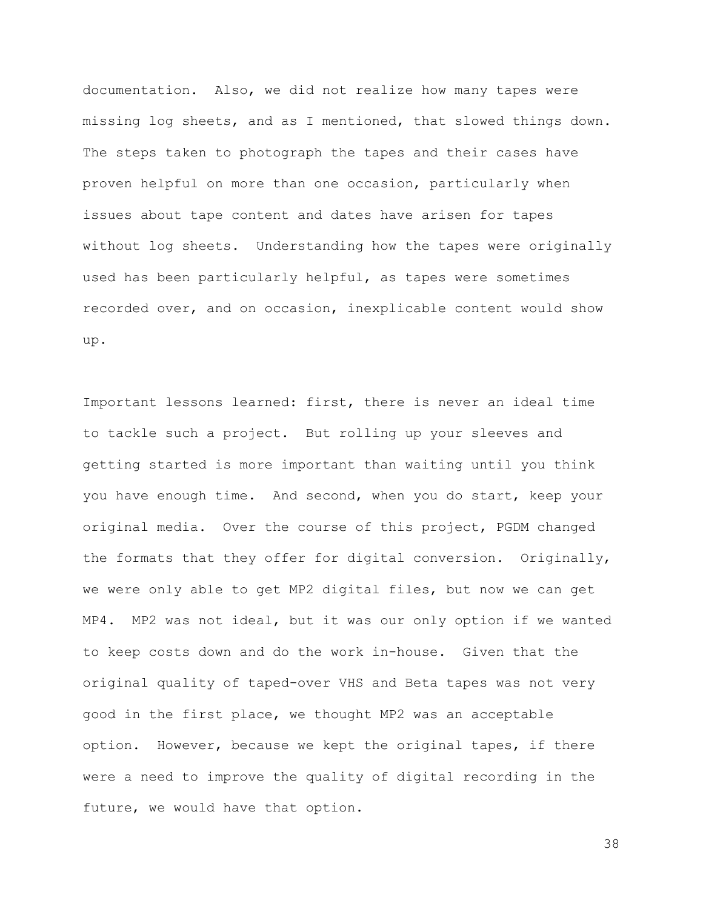documentation. Also, we did not realize how many tapes were missing log sheets, and as I mentioned, that slowed things down. The steps taken to photograph the tapes and their cases have proven helpful on more than one occasion, particularly when issues about tape content and dates have arisen for tapes without log sheets. Understanding how the tapes were originally used has been particularly helpful, as tapes were sometimes recorded over, and on occasion, inexplicable content would show up.

Important lessons learned: first, there is never an ideal time to tackle such a project. But rolling up your sleeves and getting started is more important than waiting until you think you have enough time. And second, when you do start, keep your original media. Over the course of this project, PGDM changed the formats that they offer for digital conversion. Originally, we were only able to get MP2 digital files, but now we can get MP4. MP2 was not ideal, but it was our only option if we wanted to keep costs down and do the work in-house. Given that the original quality of taped-over VHS and Beta tapes was not very good in the first place, we thought MP2 was an acceptable option. However, because we kept the original tapes, if there were a need to improve the quality of digital recording in the future, we would have that option.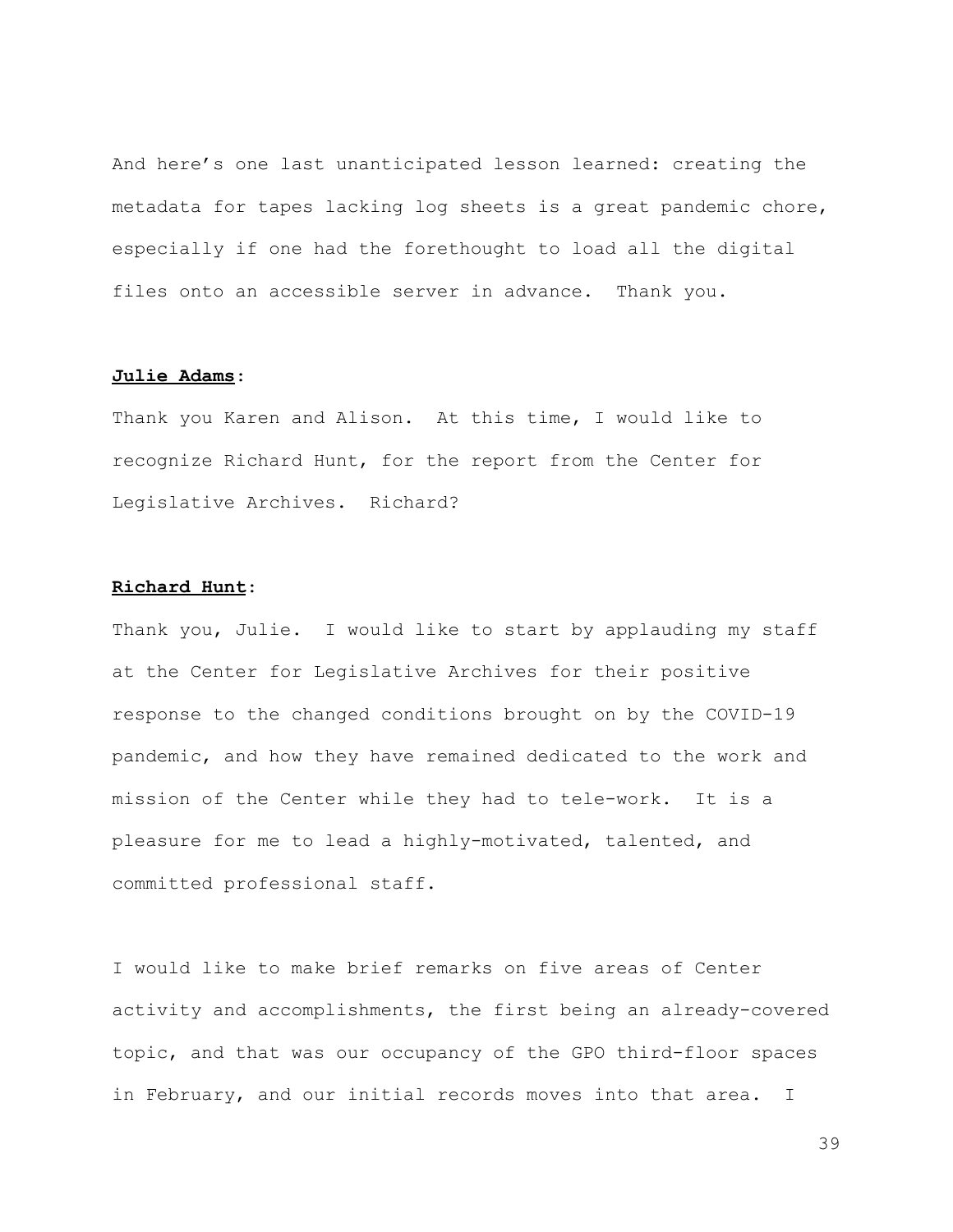And here's one last unanticipated lesson learned: creating the metadata for tapes lacking log sheets is a great pandemic chore, especially if one had the forethought to load all the digital files onto an accessible server in advance. Thank you.

**Julie Adams**:

Thank you Karen and Alison. At this time, I would like to recognize Richard Hunt, for the report from the Center for Legislative Archives. Richard?

**Richard Hunt**:

Thank you, Julie. I would like to start by applauding my staff at the Center for Legislative Archives for their positive response to the changed conditions brought on by the COVID-19 pandemic, and how they have remained dedicated to the work and mission of the Center while they had to tele-work. It is a pleasure for me to lead a highly-motivated, talented, and committed professional staff.

I would like to make brief remarks on five areas of Center activity and accomplishments, the first being an already-covered topic, and that was our occupancy of the GPO third-floor spaces in February, and our initial records moves into that area. I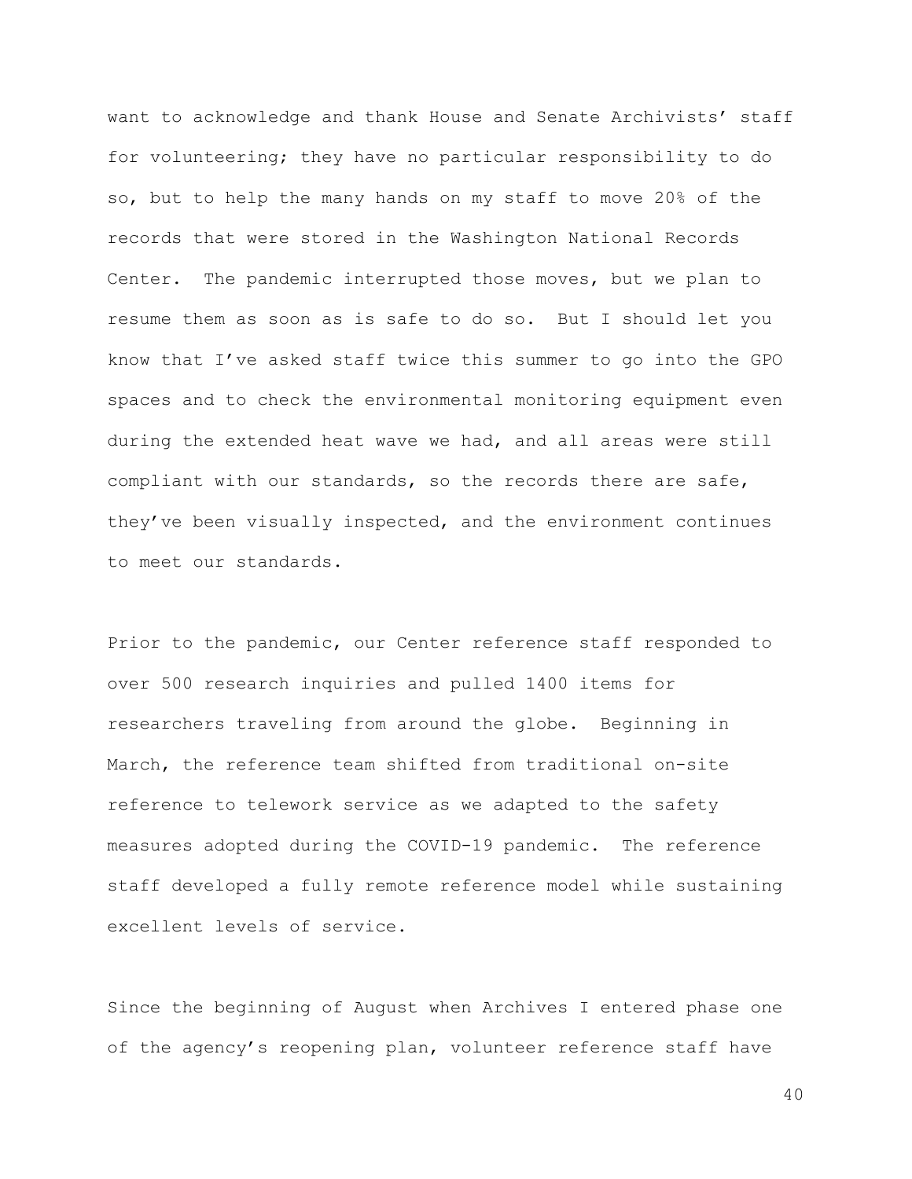want to acknowledge and thank House and Senate Archivists' staff for volunteering; they have no particular responsibility to do so, but to help the many hands on my staff to move 20% of the records that were stored in the Washington National Records Center. The pandemic interrupted those moves, but we plan to resume them as soon as is safe to do so. But I should let you know that I've asked staff twice this summer to go into the GPO spaces and to check the environmental monitoring equipment even during the extended heat wave we had, and all areas were still compliant with our standards, so the records there are safe, they've been visually inspected, and the environment continues to meet our standards.

Prior to the pandemic, our Center reference staff responded to over 500 research inquiries and pulled 1400 items for researchers traveling from around the globe. Beginning in March, the reference team shifted from traditional on-site reference to telework service as we adapted to the safety measures adopted during the COVID-19 pandemic. The reference staff developed a fully remote reference model while sustaining excellent levels of service.

Since the beginning of August when Archives I entered phase one of the agency's reopening plan, volunteer reference staff have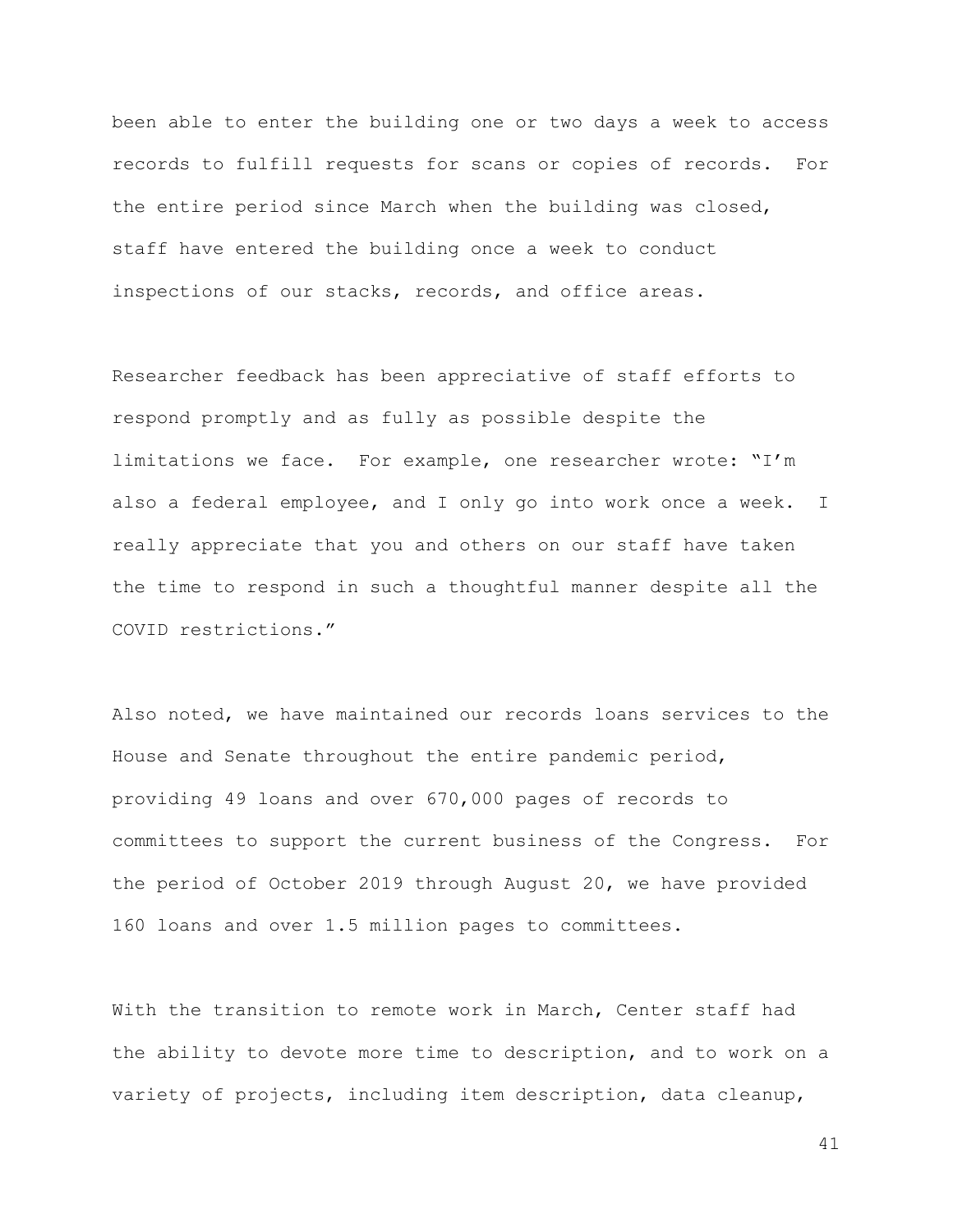been able to enter the building one or two days a week to access records to fulfill requests for scans or copies of records. For the entire period since March when the building was closed, staff have entered the building once a week to conduct inspections of our stacks, records, and office areas.

Researcher feedback has been appreciative of staff efforts to respond promptly and as fully as possible despite the limitations we face. For example, one researcher wrote: "I'm also a federal employee, and I only go into work once a week. I really appreciate that you and others on our staff have taken the time to respond in such a thoughtful manner despite all the COVID restrictions."

Also noted, we have maintained our records loans services to the House and Senate throughout the entire pandemic period, providing 49 loans and over 670,000 pages of records to committees to support the current business of the Congress. For the period of October 2019 through August 20, we have provided 160 loans and over 1.5 million pages to committees.

With the transition to remote work in March, Center staff had the ability to devote more time to description, and to work on a variety of projects, including item description, data cleanup,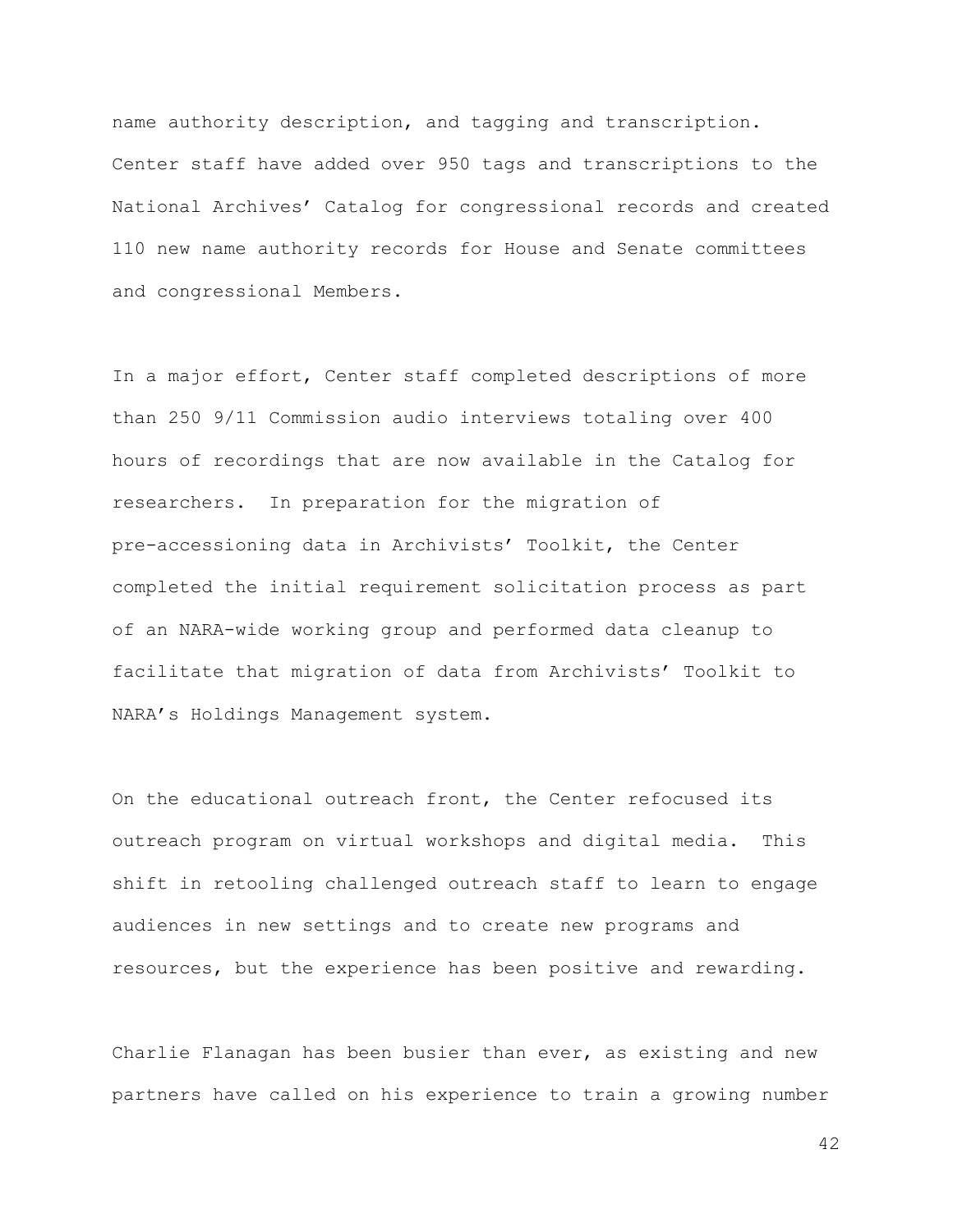name authority description, and tagging and transcription. Center staff have added over 950 tags and transcriptions to the National Archives' Catalog for congressional records and created 110 new name authority records for House and Senate committees and congressional Members.

In a major effort, Center staff completed descriptions of more than 250 9/11 Commission audio interviews totaling over 400 hours of recordings that are now available in the Catalog for researchers. In preparation for the migration of pre-accessioning data in Archivists' Toolkit, the Center completed the initial requirement solicitation process as part of an NARA-wide working group and performed data cleanup to facilitate that migration of data from Archivists' Toolkit to NARA's Holdings Management system.

On the educational outreach front, the Center refocused its outreach program on virtual workshops and digital media. This shift in retooling challenged outreach staff to learn to engage audiences in new settings and to create new programs and resources, but the experience has been positive and rewarding.

Charlie Flanagan has been busier than ever, as existing and new partners have called on his experience to train a growing number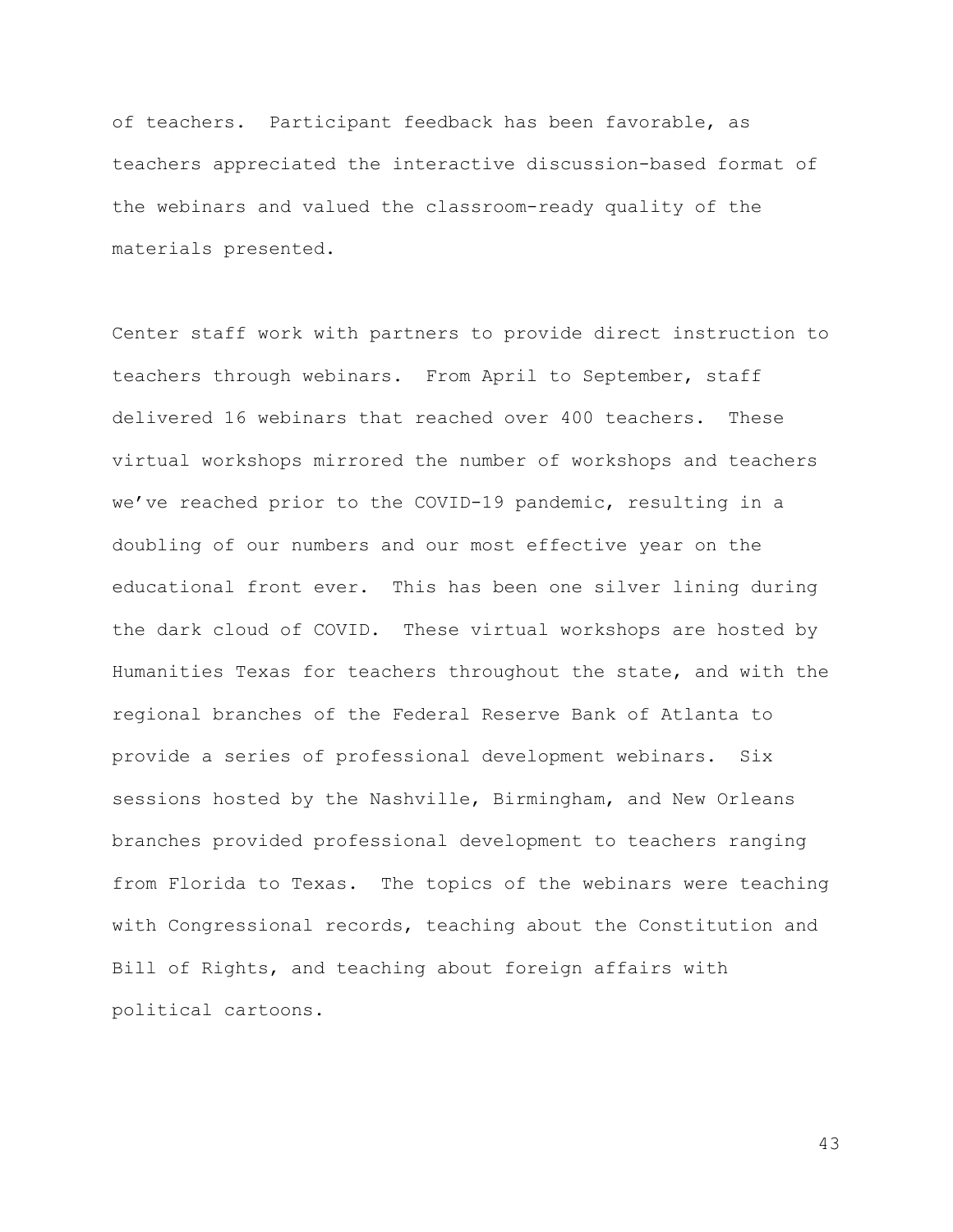of teachers. Participant feedback has been favorable, as teachers appreciated the interactive discussion-based format of the webinars and valued the classroom-ready quality of the materials presented.

Center staff work with partners to provide direct instruction to teachers through webinars. From April to September, staff delivered 16 webinars that reached over 400 teachers. These virtual workshops mirrored the number of workshops and teachers we've reached prior to the COVID-19 pandemic, resulting in a doubling of our numbers and our most effective year on the educational front ever. This has been one silver lining during the dark cloud of COVID. These virtual workshops are hosted by Humanities Texas for teachers throughout the state, and with the regional branches of the Federal Reserve Bank of Atlanta to provide a series of professional development webinars. Six sessions hosted by the Nashville, Birmingham, and New Orleans branches provided professional development to teachers ranging from Florida to Texas. The topics of the webinars were teaching with Congressional records, teaching about the Constitution and Bill of Rights, and teaching about foreign affairs with political cartoons.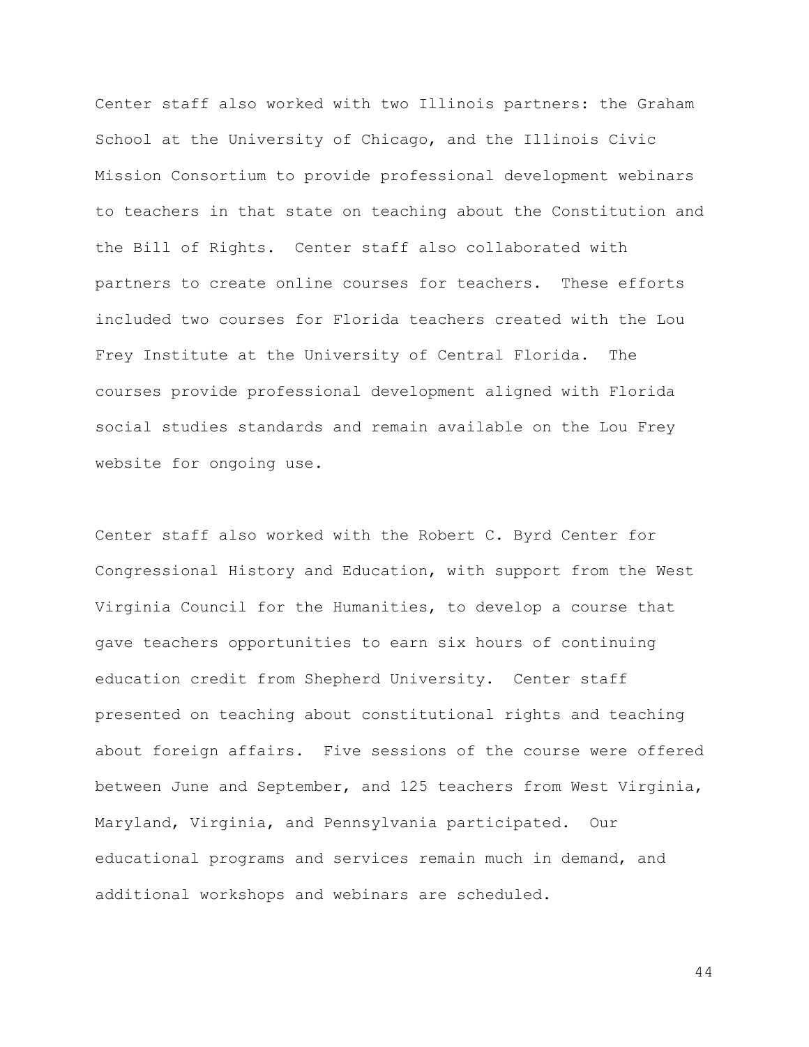Center staff also worked with two Illinois partners: the Graham School at the University of Chicago, and the Illinois Civic Mission Consortium to provide professional development webinars to teachers in that state on teaching about the Constitution and the Bill of Rights. Center staff also collaborated with partners to create online courses for teachers. These efforts included two courses for Florida teachers created with the Lou Frey Institute at the University of Central Florida. The courses provide professional development aligned with Florida social studies standards and remain available on the Lou Frey website for ongoing use.

Center staff also worked with the Robert C. Byrd Center for Congressional History and Education, with support from the West Virginia Council for the Humanities, to develop a course that gave teachers opportunities to earn six hours of continuing education credit from Shepherd University. Center staff presented on teaching about constitutional rights and teaching about foreign affairs. Five sessions of the course were offered between June and September, and 125 teachers from West Virginia, Maryland, Virginia, and Pennsylvania participated. Our educational programs and services remain much in demand, and additional workshops and webinars are scheduled.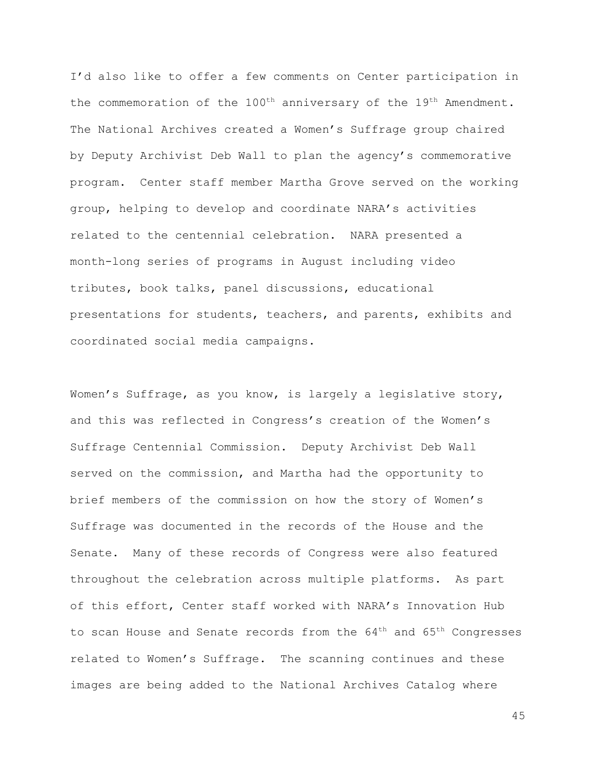I'd also like to offer a few comments on Center participation in the commemoration of the 100th anniversary of the 19th Amendment. The National Archives created a Women's Suffrage group chaired by Deputy Archivist Deb Wall to plan the agency's commemorative program. Center staff member Martha Grove served on the working group, helping to develop and coordinate NARA's activities related to the centennial celebration. NARA presented a month-long series of programs in August including video tributes, book talks, panel discussions, educational presentations for students, teachers, and parents, exhibits and coordinated social media campaigns.

Women's Suffrage, as you know, is largely a legislative story, and this was reflected in Congress's creation of the Women's Suffrage Centennial Commission. Deputy Archivist Deb Wall served on the commission, and Martha had the opportunity to brief members of the commission on how the story of Women's Suffrage was documented in the records of the House and the Senate. Many of these records of Congress were also featured throughout the celebration across multiple platforms. As part of this effort, Center staff worked with NARA's Innovation Hub to scan House and Senate records from the 64th and 65th Congresses related to Women's Suffrage. The scanning continues and these images are being added to the National Archives Catalog where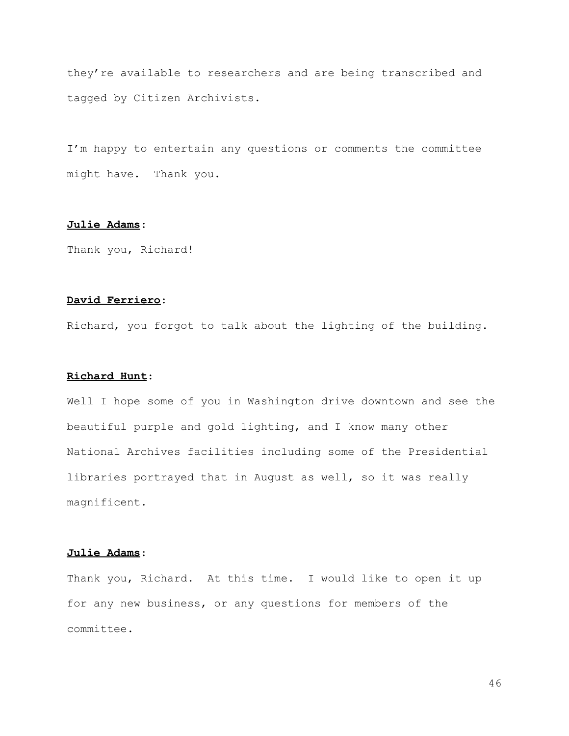they're available to researchers and are being transcribed and tagged by Citizen Archivists.

I'm happy to entertain any questions or comments the committee might have. Thank you.

**Julie Adams**:

Thank you, Richard!

**David Ferriero**:

Richard, you forgot to talk about the lighting of the building.

**Richard Hunt**:

Well I hope some of you in Washington drive downtown and see the beautiful purple and gold lighting, and I know many other National Archives facilities including some of the Presidential libraries portrayed that in August as well, so it was really magnificent.

**Julie Adams**:

Thank you, Richard. At this time. I would like to open it up for any new business, or any questions for members of the committee.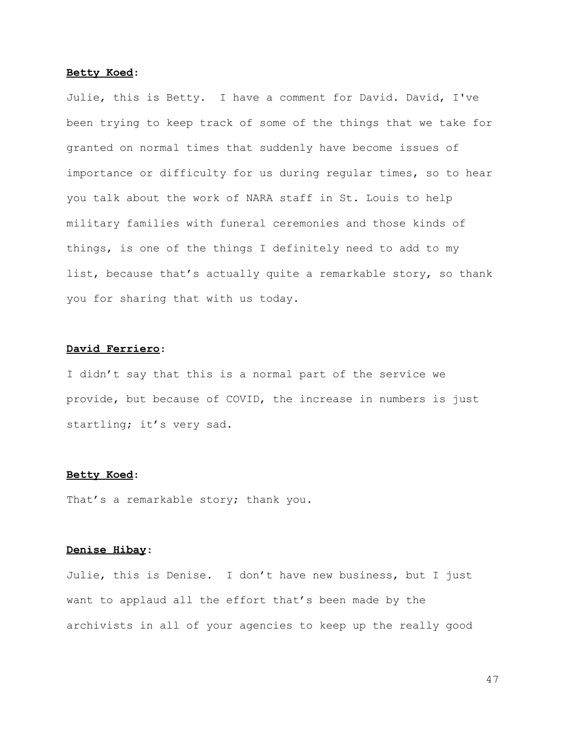**Betty Koed**:

Julie, this is Betty. I have a comment for David. David, I've been trying to keep track of some of the things that we take for granted on normal times that suddenly have become issues of importance or difficulty for us during regular times, so to hear you talk about the work of NARA staff in St. Louis to help military families with funeral ceremonies and those kinds of things, is one of the things I definitely need to add to my list, because that's actually quite a remarkable story, so thank you for sharing that with us today.

**David Ferriero**:

I didn't say that this is a normal part of the service we provide, but because of COVID, the increase in numbers is just startling; it's very sad.

**Betty Koed**:

That's a remarkable story; thank you.

**Denise Hibay**:

Julie, this is Denise. I don't have new business, but I just want to applaud all the effort that's been made by the archivists in all of your agencies to keep up the really good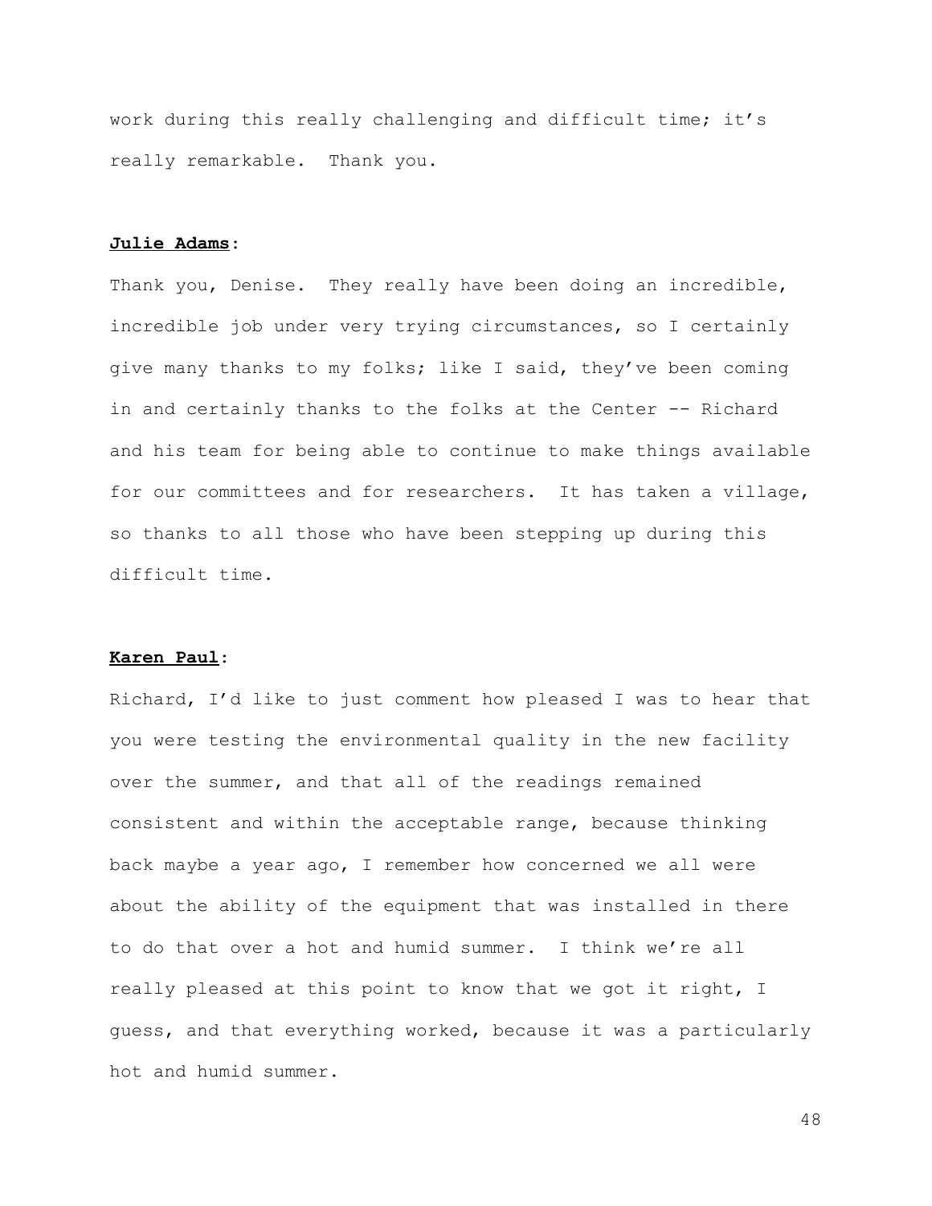work during this really challenging and difficult time; it's really remarkable. Thank you.

**Julie Adams**:

Thank you, Denise. They really have been doing an incredible, incredible job under very trying circumstances, so I certainly give many thanks to my folks; like I said, they've been coming in and certainly thanks to the folks at the Center -- Richard and his team for being able to continue to make things available for our committees and for researchers. It has taken a village, so thanks to all those who have been stepping up during this difficult time.

**Karen Paul**:

Richard, I'd like to just comment how pleased I was to hear that you were testing the environmental quality in the new facility over the summer, and that all of the readings remained consistent and within the acceptable range, because thinking back maybe a year ago, I remember how concerned we all were about the ability of the equipment that was installed in there to do that over a hot and humid summer. I think we're all really pleased at this point to know that we got it right, I guess, and that everything worked, because it was a particularly hot and humid summer.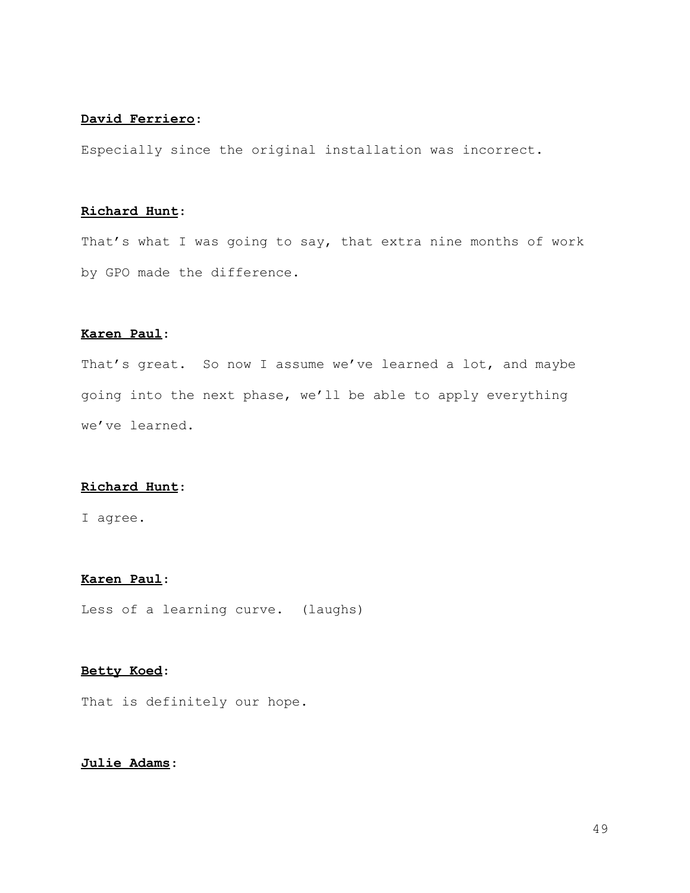**David Ferriero**:

Especially since the original installation was incorrect.

**Richard Hunt**:

That's what I was going to say, that extra nine months of work by GPO made the difference.

**Karen Paul**:

That's great. So now I assume we've learned a lot, and maybe going into the next phase, we'll be able to apply everything we've learned.

**Richard Hunt**:

I agree.

**Karen Paul**:

Less of a learning curve. (laughs)

**Betty Koed**:

That is definitely our hope.

**Julie Adams**: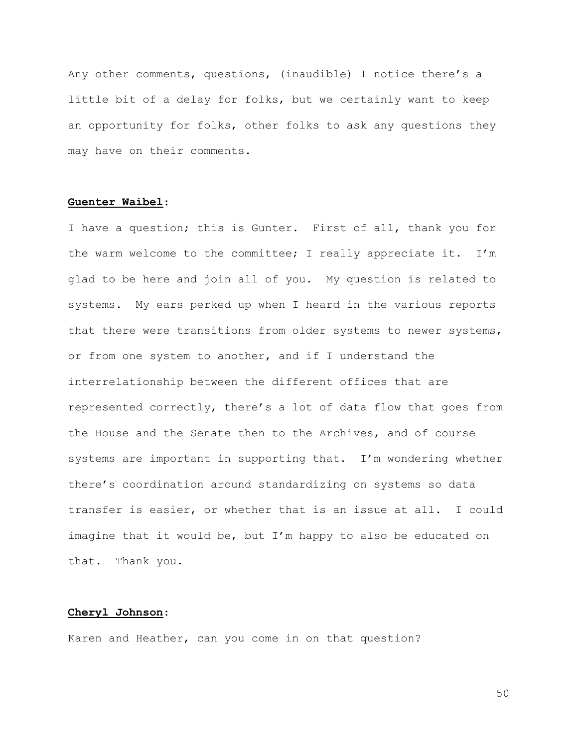Any other comments, questions, (inaudible) I notice there's a little bit of a delay for folks, but we certainly want to keep an opportunity for folks, other folks to ask any questions they may have on their comments.

**Guenter Waibel**:

I have a question; this is Gunter. First of all, thank you for the warm welcome to the committee; I really appreciate it. I'm glad to be here and join all of you. My question is related to systems. My ears perked up when I heard in the various reports that there were transitions from older systems to newer systems, or from one system to another, and if I understand the interrelationship between the different offices that are represented correctly, there's a lot of data flow that goes from the House and the Senate then to the Archives, and of course systems are important in supporting that. I'm wondering whether there's coordination around standardizing on systems so data transfer is easier, or whether that is an issue at all. I could imagine that it would be, but I'm happy to also be educated on that. Thank you.

**Cheryl Johnson**:

Karen and Heather, can you come in on that question?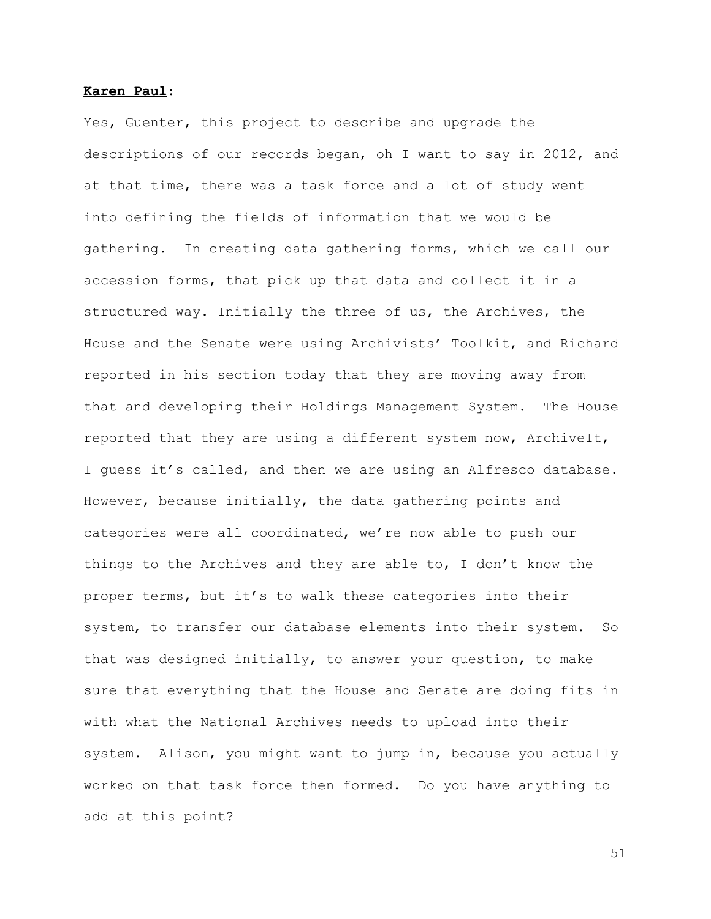**Karen Paul**:

Yes, Guenter, this project to describe and upgrade the descriptions of our records began, oh I want to say in 2012, and at that time, there was a task force and a lot of study went into defining the fields of information that we would be gathering. In creating data gathering forms, which we call our accession forms, that pick up that data and collect it in a structured way. Initially the three of us, the Archives, the House and the Senate were using Archivists' Toolkit, and Richard reported in his section today that they are moving away from that and developing their Holdings Management System. The House reported that they are using a different system now, ArchiveIt, I guess it's called, and then we are using an Alfresco database. However, because initially, the data gathering points and categories were all coordinated, we're now able to push our things to the Archives and they are able to, I don't know the proper terms, but it's to walk these categories into their system, to transfer our database elements into their system. So that was designed initially, to answer your question, to make sure that everything that the House and Senate are doing fits in with what the National Archives needs to upload into their system. Alison, you might want to jump in, because you actually worked on that task force then formed. Do you have anything to add at this point?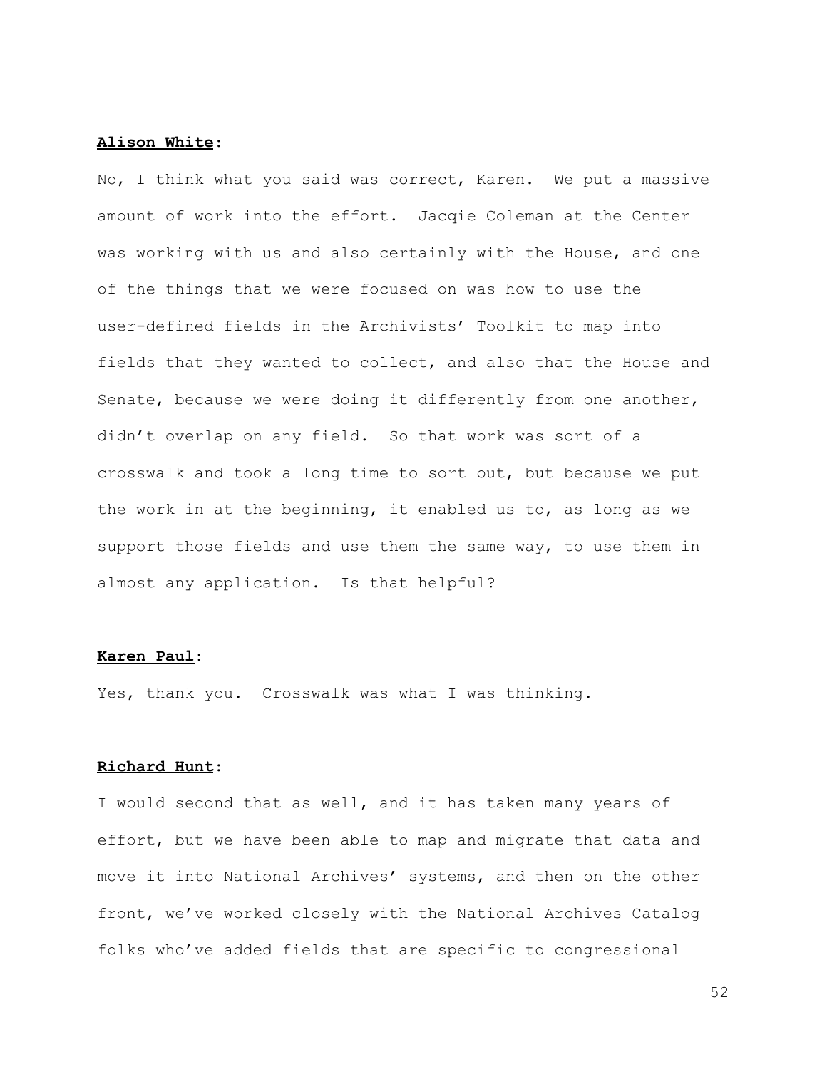**Alison White**:

No, I think what you said was correct, Karen. We put a massive amount of work into the effort. Jacqie Coleman at the Center was working with us and also certainly with the House, and one of the things that we were focused on was how to use the user-defined fields in the Archivists' Toolkit to map into fields that they wanted to collect, and also that the House and Senate, because we were doing it differently from one another, didn't overlap on any field. So that work was sort of a crosswalk and took a long time to sort out, but because we put the work in at the beginning, it enabled us to, as long as we support those fields and use them the same way, to use them in almost any application. Is that helpful?

**Karen Paul**:

Yes, thank you. Crosswalk was what I was thinking.

**Richard Hunt**:

I would second that as well, and it has taken many years of effort, but we have been able to map and migrate that data and move it into National Archives' systems, and then on the other front, we've worked closely with the National Archives Catalog folks who've added fields that are specific to congressional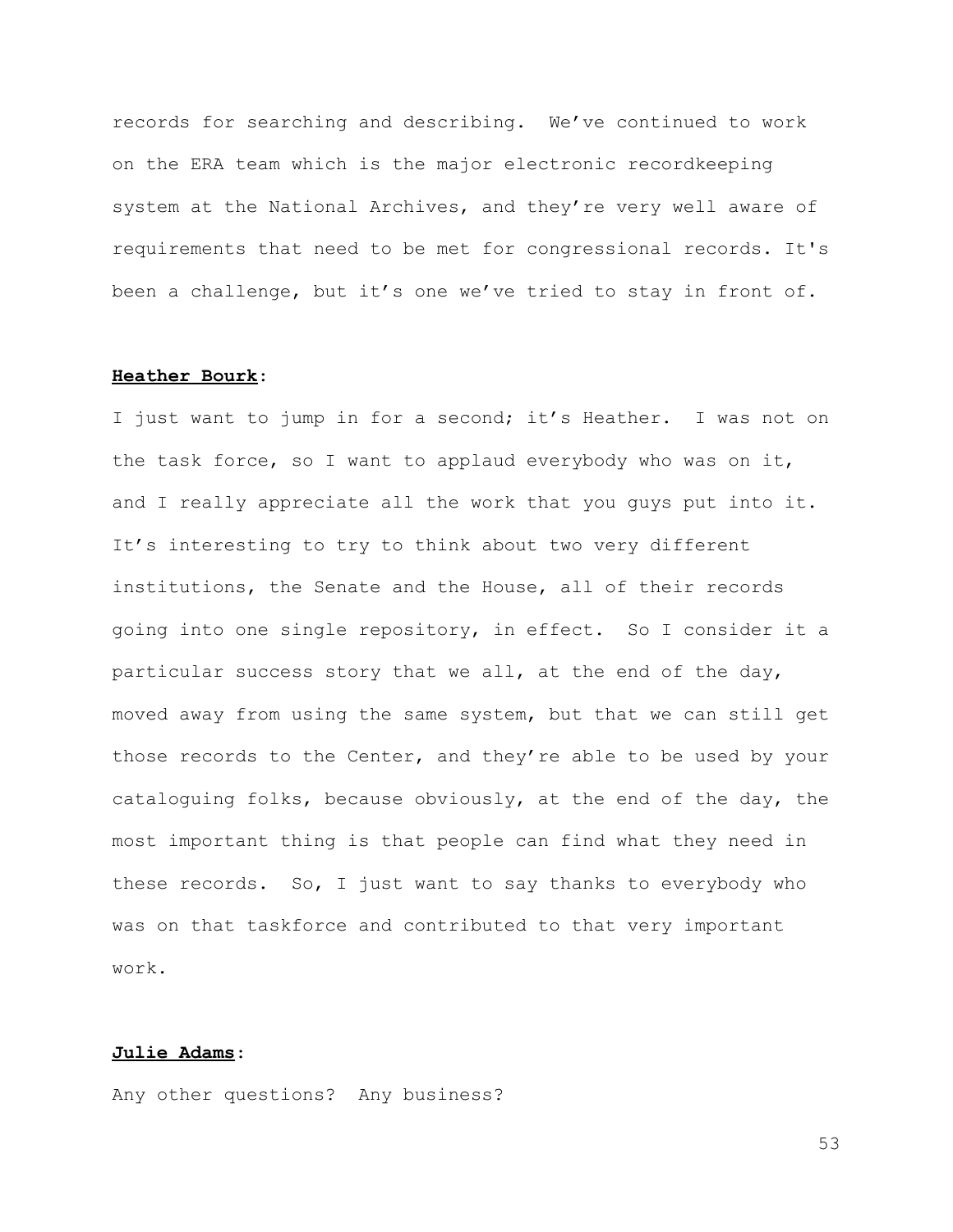records for searching and describing. We've continued to work on the ERA team which is the major electronic recordkeeping system at the National Archives, and they're very well aware of requirements that need to be met for congressional records. It's been a challenge, but it's one we've tried to stay in front of.

**Heather Bourk**:

I just want to jump in for a second; it's Heather. I was not on the task force, so I want to applaud everybody who was on it, and I really appreciate all the work that you guys put into it. It's interesting to try to think about two very different institutions, the Senate and the House, all of their records going into one single repository, in effect. So I consider it a particular success story that we all, at the end of the day, moved away from using the same system, but that we can still get those records to the Center, and they're able to be used by your cataloguing folks, because obviously, at the end of the day, the most important thing is that people can find what they need in these records. So, I just want to say thanks to everybody who was on that taskforce and contributed to that very important work.

**Julie Adams**:

Any other questions? Any business?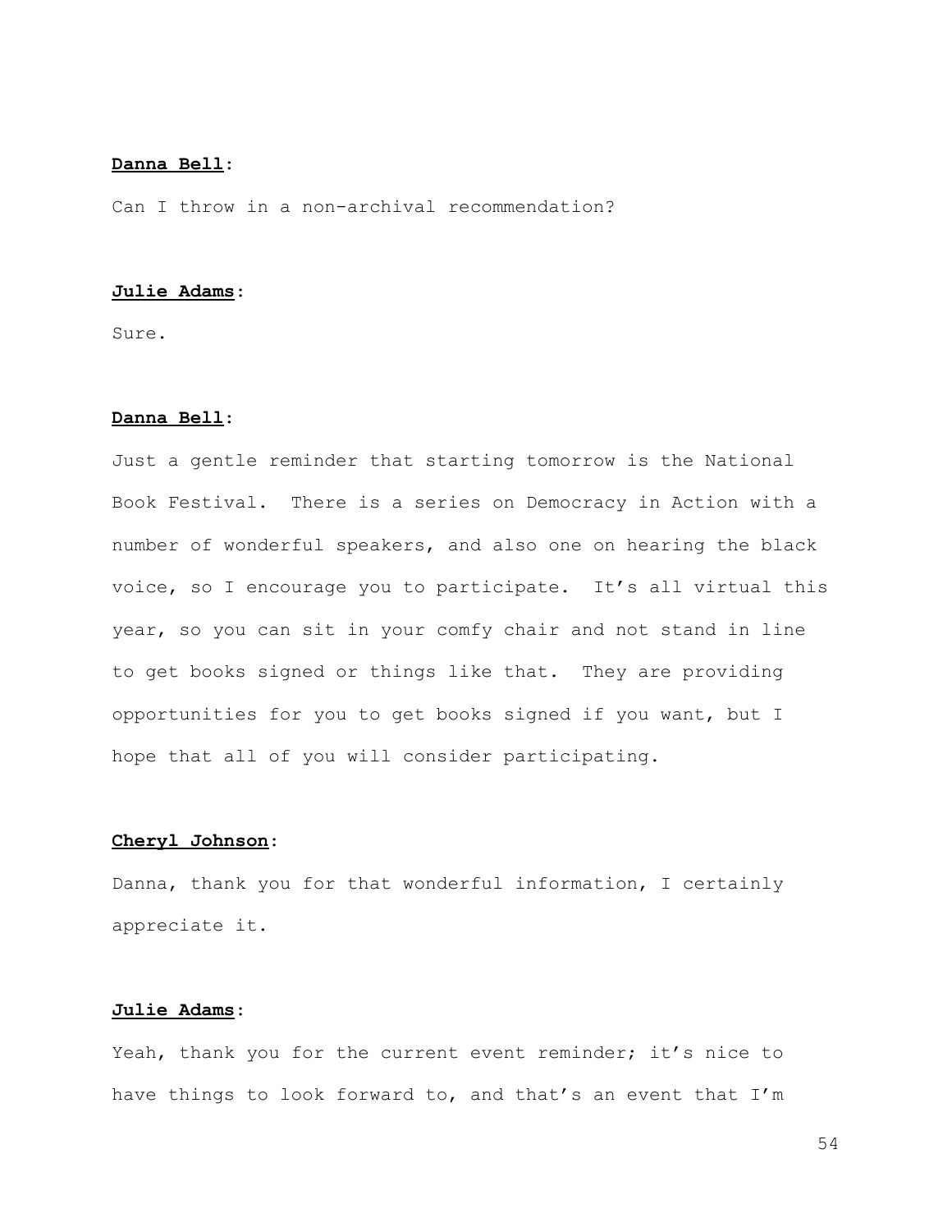**Danna Bell**:

Can I throw in a non-archival recommendation?

**Julie Adams**:

Sure.

**Danna Bell**:

Just a gentle reminder that starting tomorrow is the National Book Festival. There is a series on Democracy in Action with a number of wonderful speakers, and also one on hearing the black voice, so I encourage you to participate. It's all virtual this year, so you can sit in your comfy chair and not stand in line to get books signed or things like that. They are providing opportunities for you to get books signed if you want, but I hope that all of you will consider participating.

**Cheryl Johnson**:

Danna, thank you for that wonderful information, I certainly appreciate it.

**Julie Adams**:

Yeah, thank you for the current event reminder; it's nice to have things to look forward to, and that's an event that I'm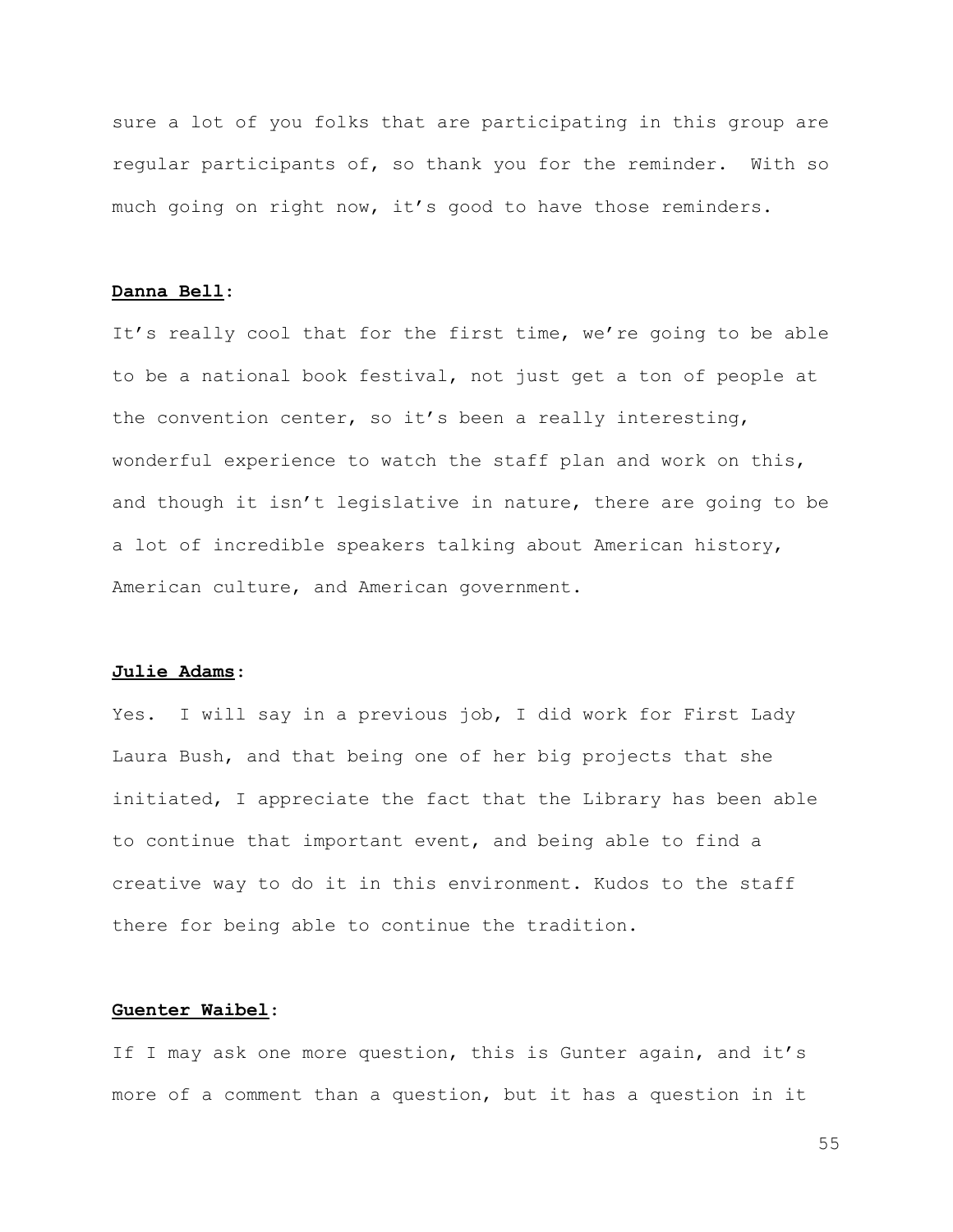sure a lot of you folks that are participating in this group are regular participants of, so thank you for the reminder. With so much going on right now, it's good to have those reminders.

**Danna Bell**:

It's really cool that for the first time, we're going to be able to be a national book festival, not just get a ton of people at the convention center, so it's been a really interesting, wonderful experience to watch the staff plan and work on this, and though it isn't legislative in nature, there are going to be a lot of incredible speakers talking about American history, American culture, and American government.

**Julie Adams**:

Yes. I will say in a previous job, I did work for First Lady Laura Bush, and that being one of her big projects that she initiated, I appreciate the fact that the Library has been able to continue that important event, and being able to find a creative way to do it in this environment. Kudos to the staff there for being able to continue the tradition.

**Guenter Waibel**:

If I may ask one more question, this is Gunter again, and it's more of a comment than a question, but it has a question in it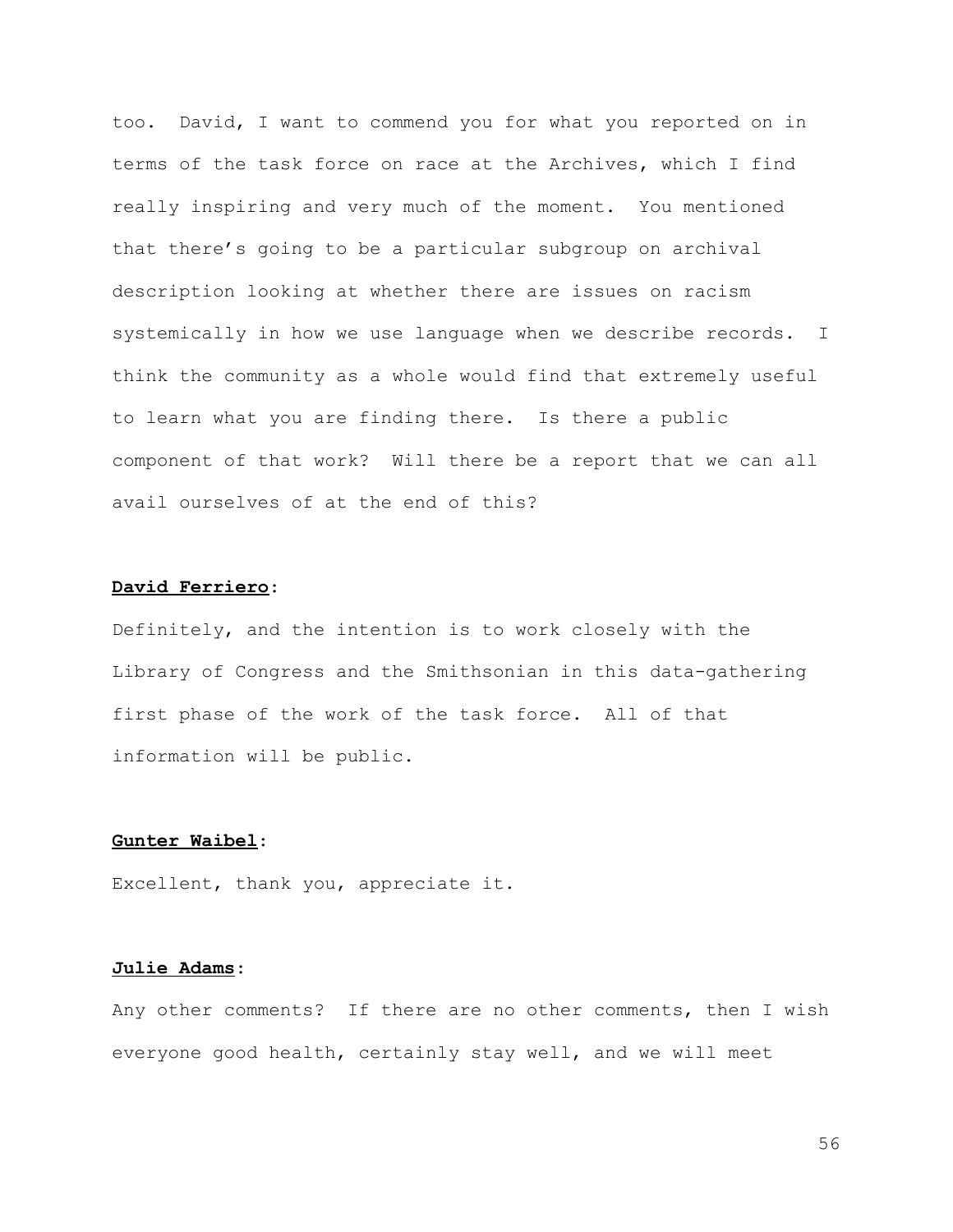too. David, I want to commend you for what you reported on in terms of the task force on race at the Archives, which I find really inspiring and very much of the moment. You mentioned that there's going to be a particular subgroup on archival description looking at whether there are issues on racism systemically in how we use language when we describe records. I think the community as a whole would find that extremely useful to learn what you are finding there. Is there a public component of that work? Will there be a report that we can all avail ourselves of at the end of this?

**David Ferriero**:

Definitely, and the intention is to work closely with the Library of Congress and the Smithsonian in this data-gathering first phase of the work of the task force. All of that information will be public.

**Gunter Waibel**:

Excellent, thank you, appreciate it.

**Julie Adams**:

Any other comments? If there are no other comments, then I wish everyone good health, certainly stay well, and we will meet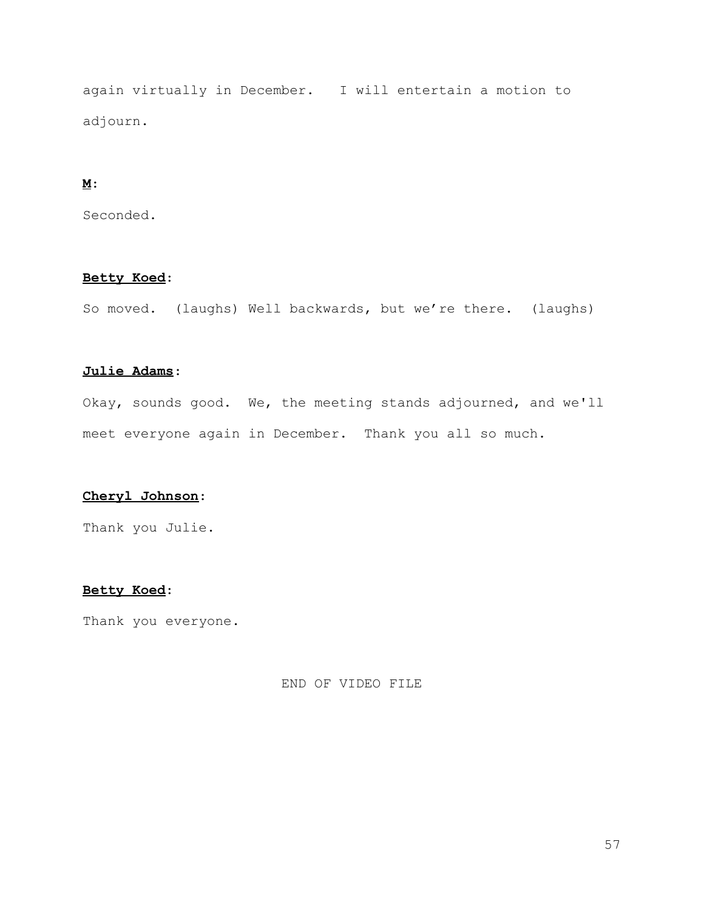again virtually in December.  I will entertain a motion to adjourn.

**M**:

Seconded.

**Betty Koed**:

So moved. (laughs) Well backwards, but we're there. (laughs)

**Julie Adams**:

Okay, sounds good. We, the meeting stands adjourned, and we'll meet everyone again in December. Thank you all so much.

**Cheryl Johnson**:

Thank you Julie.

**Betty Koed**:

Thank you everyone.

END OF VIDEO FILE